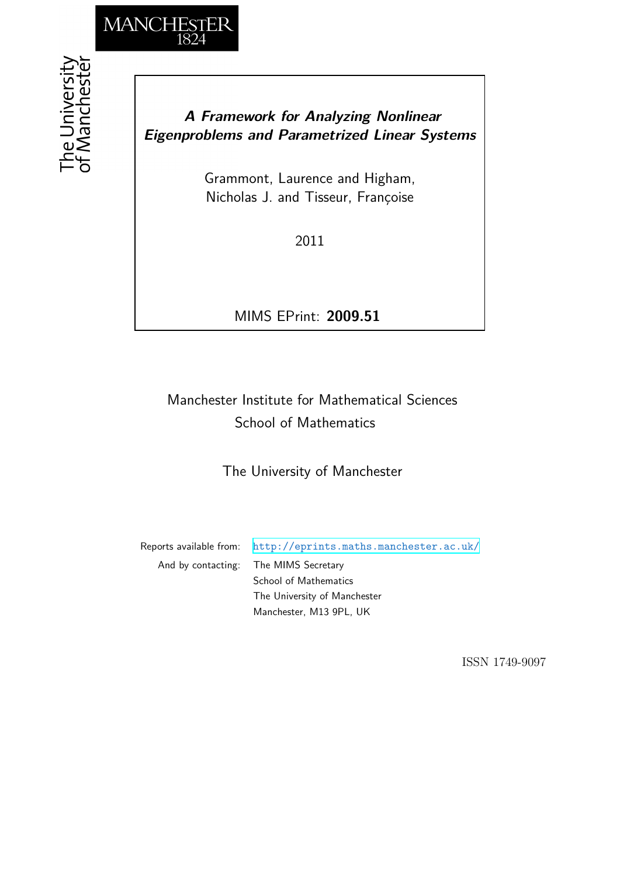# *A Framework for Analyzing Nonlinear Eigenproblems and Parametrized Linear Systems*

Grammont, Laurence and Higham, Nicholas J. and Tisseur, Françoise

2011

MIMS EPrint: **2009.51**

Manchester Institute for Mathematical Sciences
School of Mathematics

The University of Manchester

Reports available from: http://eprints.maths.manchester.ac.uk/

And by contacting: The MIMS Secretary
School of Mathematics
The University of Manchester
Manchester, M13 9PL, UK

ISSN 1749-9097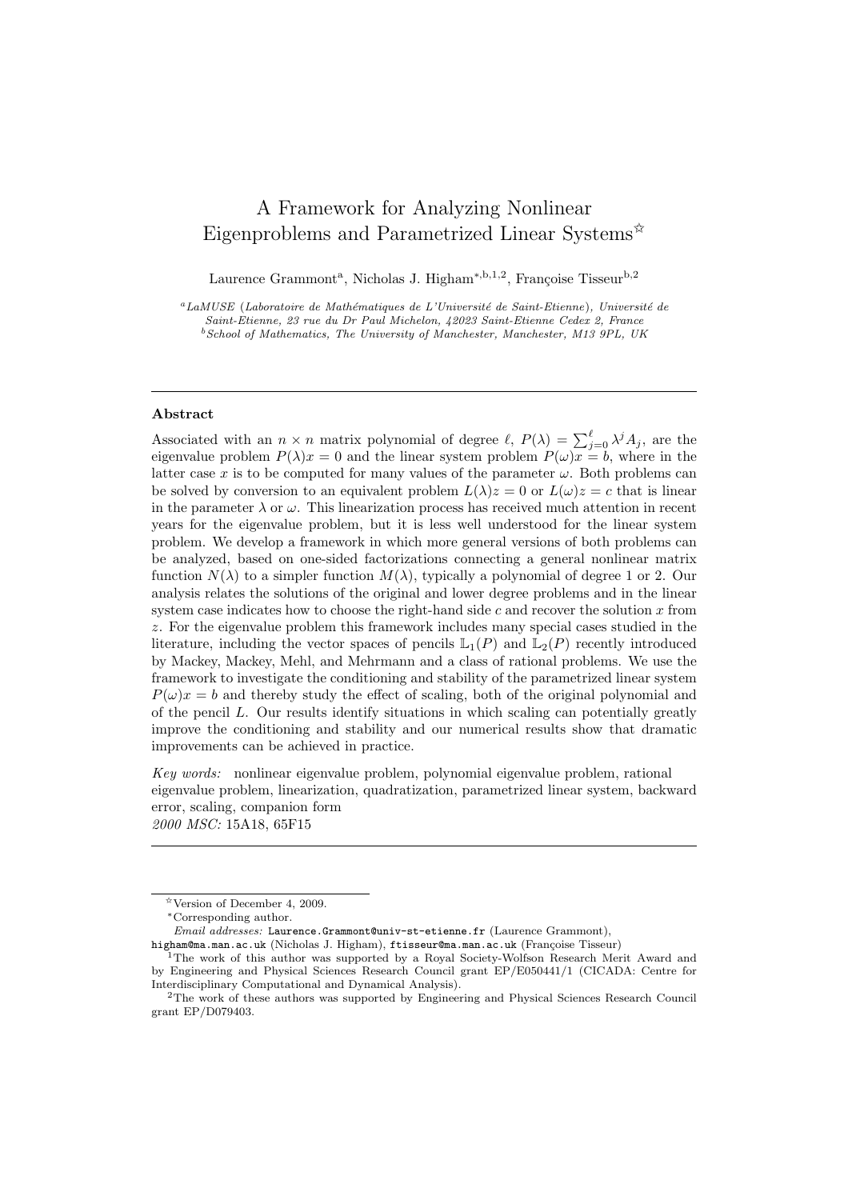# A Framework for Analyzing Nonlinear Eigenproblems and Parametrized Linear Systems[☆]

Laurence Grammont[a], Nicholas J. Higham[\*,b,1,2], Françoise Tisseur[b,2]

[a]*LaMUSE (Laboratoire de Mathématiques de L'Université de Saint-Etienne), Université de Saint-Etienne, 23 rue du Dr Paul Michelon, 42023 Saint-Etienne Cedex 2, France*
[b]*School of Mathematics, The University of Manchester, Manchester, M13 9PL, UK*

---

**Abstract**

Associated with an $n \times n$ matrix polynomial of degree $\ell$, $P(\lambda) = \sum_{j=0}^{\ell} \lambda^j A_j$, are the eigenvalue problem $P(\lambda)x = 0$ and the linear system problem $P(\omega)x = b$, where in the latter case $x$ is to be computed for many values of the parameter $\omega$. Both problems can be solved by conversion to an equivalent problem $L(\lambda)z = 0$ or $L(\omega)z = c$ that is linear in the parameter $\lambda$ or $\omega$. This linearization process has received much attention in recent years for the eigenvalue problem, but it is less well understood for the linear system problem. We develop a framework in which more general versions of both problems can be analyzed, based on one-sided factorizations connecting a general nonlinear matrix function $N(\lambda)$ to a simpler function $M(\lambda)$, typically a polynomial of degree 1 or 2. Our analysis relates the solutions of the original and lower degree problems and in the linear system case indicates how to choose the right-hand side $c$ and recover the solution $x$ from $z$. For the eigenvalue problem this framework includes many special cases studied in the literature, including the vector spaces of pencils $\mathbb{L}_1(P)$ and $\mathbb{L}_2(P)$ recently introduced by Mackey, Mackey, Mehl, and Mehrmann and a class of rational problems. We use the framework to investigate the conditioning and stability of the parametrized linear system $P(\omega)x = b$ and thereby study the effect of scaling, both of the original polynomial and of the pencil $L$. Our results identify situations in which scaling can potentially greatly improve the conditioning and stability and our numerical results show that dramatic improvements can be achieved in practice.

*Key words:* nonlinear eigenvalue problem, polynomial eigenvalue problem, rational eigenvalue problem, linearization, quadratization, parametrized linear system, backward error, scaling, companion form
*2000 MSC:* 15A18, 65F15

---

[☆]Version of December 4, 2009.
[\*]Corresponding author.
*Email addresses:* `Laurence.Grammont@univ-st-etienne.fr` (Laurence Grammont), `higham@ma.man.ac.uk` (Nicholas J. Higham), `ftisseur@ma.man.ac.uk` (Françoise Tisseur)
[1]The work of this author was supported by a Royal Society-Wolfson Research Merit Award and by Engineering and Physical Sciences Research Council grant EP/E050441/1 (CICADA: Centre for Interdisciplinary Computational and Dynamical Analysis).
[2]The work of these authors was supported by Engineering and Physical Sciences Research Council grant EP/D079403.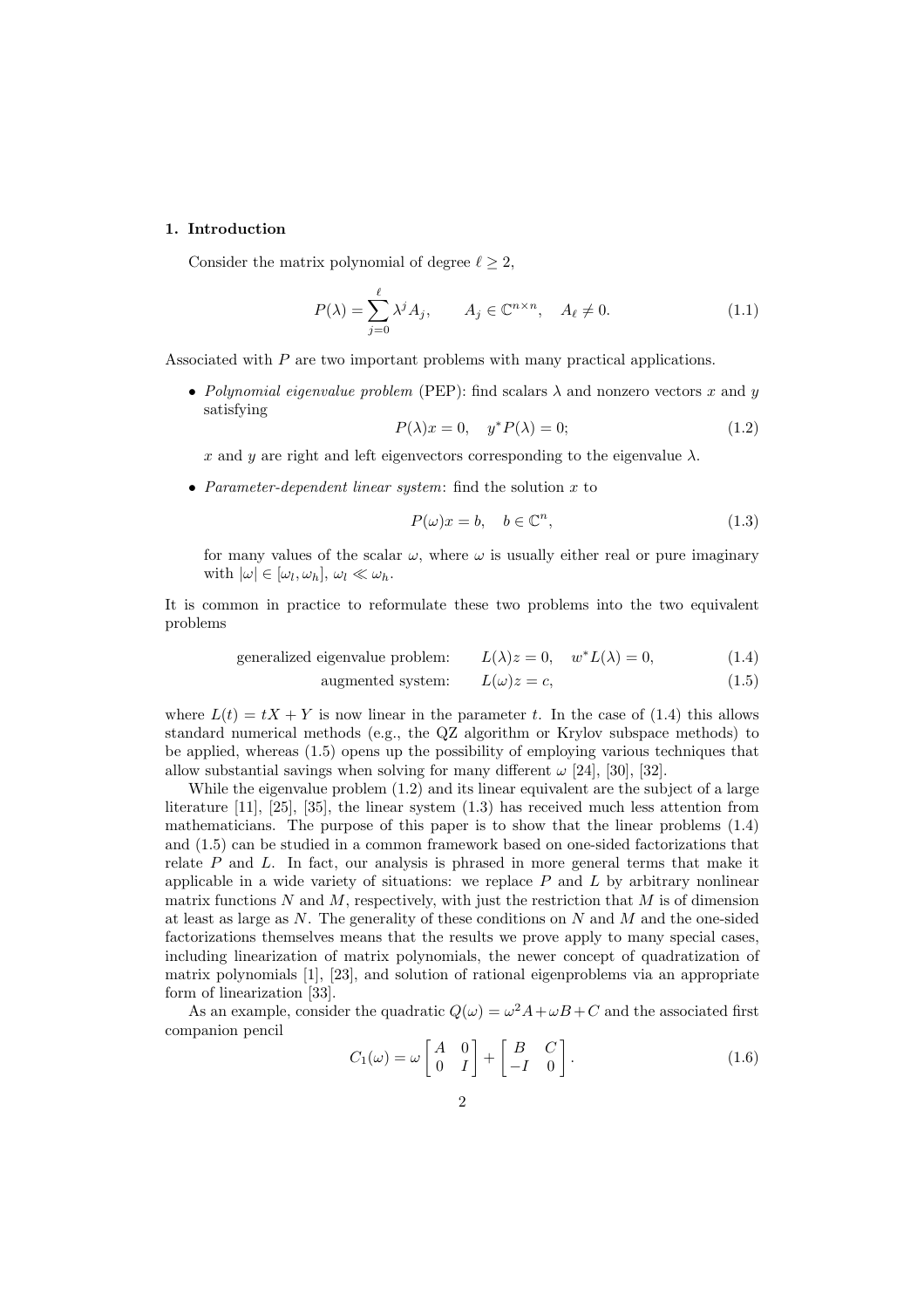## 1. Introduction

Consider the matrix polynomial of degree $\ell \geq 2$,

$$P(\lambda) = \sum_{j=0}^{\ell} \lambda^j A_j, \qquad A_j \in \mathbb{C}^{n\times n}, \quad A_\ell \neq 0. \tag{1.1}$$

Associated with $P$ are two important problems with many practical applications.

- *Polynomial eigenvalue problem* (PEP): find scalars $\lambda$ and nonzero vectors $x$ and $y$ satisfying
$$P(\lambda)x = 0, \quad y^* P(\lambda) = 0; \tag{1.2}$$
$x$ and $y$ are right and left eigenvectors corresponding to the eigenvalue $\lambda$.

- *Parameter-dependent linear system*: find the solution $x$ to
$$P(\omega)x = b, \quad b \in \mathbb{C}^n, \tag{1.3}$$
for many values of the scalar $\omega$, where $\omega$ is usually either real or pure imaginary with $|\omega| \in [\omega_l, \omega_h]$, $\omega_l \ll \omega_h$.

It is common in practice to reformulate these two problems into the two equivalent problems

$$\text{generalized eigenvalue problem:} \qquad L(\lambda)z = 0, \quad w^* L(\lambda) = 0, \tag{1.4}$$

$$\text{augmented system:} \qquad L(\omega)z = c, \tag{1.5}$$

where $L(t) = tX + Y$ is now linear in the parameter $t$. In the case of (1.4) this allows standard numerical methods (e.g., the QZ algorithm or Krylov subspace methods) to be applied, whereas (1.5) opens up the possibility of employing various techniques that allow substantial savings when solving for many different $\omega$ [24], [30], [32].

While the eigenvalue problem (1.2) and its linear equivalent are the subject of a large literature [11], [25], [35], the linear system (1.3) has received much less attention from mathematicians. The purpose of this paper is to show that the linear problems (1.4) and (1.5) can be studied in a common framework based on one-sided factorizations that relate $P$ and $L$. In fact, our analysis is phrased in more general terms that make it applicable in a wide variety of situations: we replace $P$ and $L$ by arbitrary nonlinear matrix functions $N$ and $M$, respectively, with just the restriction that $M$ is of dimension at least as large as $N$. The generality of these conditions on $N$ and $M$ and the one-sided factorizations themselves means that the results we prove apply to many special cases, including linearization of matrix polynomials, the newer concept of quadratization of matrix polynomials [1], [23], and solution of rational eigenproblems via an appropriate form of linearization [33].

As an example, consider the quadratic $Q(\omega) = \omega^2 A + \omega B + C$ and the associated first companion pencil

$$C_1(\omega) = \omega \begin{bmatrix} A & 0 \\ 0 & I \end{bmatrix} + \begin{bmatrix} B & C \\ -I & 0 \end{bmatrix}. \tag{1.6}$$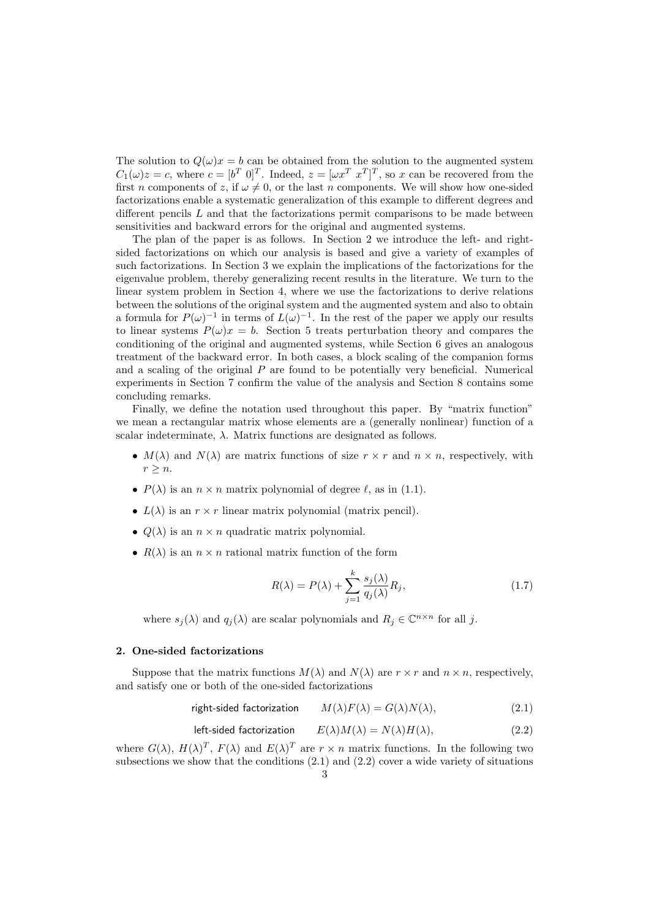The solution to $Q(\omega)x = b$ can be obtained from the solution to the augmented system $C_1(\omega)z = c$, where $c = [b^T\ 0]^T$. Indeed, $z = [\omega x^T\ x^T]^T$, so $x$ can be recovered from the first $n$ components of $z$, if $\omega \neq 0$, or the last $n$ components. We will show how one-sided factorizations enable a systematic generalization of this example to different degrees and different pencils $L$ and that the factorizations permit comparisons to be made between sensitivities and backward errors for the original and augmented systems.

The plan of the paper is as follows. In Section 2 we introduce the left- and right-sided factorizations on which our analysis is based and give a variety of examples of such factorizations. In Section 3 we explain the implications of the factorizations for the eigenvalue problem, thereby generalizing recent results in the literature. We turn to the linear system problem in Section 4, where we use the factorizations to derive relations between the solutions of the original system and the augmented system and also to obtain a formula for $P(\omega)^{-1}$ in terms of $L(\omega)^{-1}$. In the rest of the paper we apply our results to linear systems $P(\omega)x = b$. Section 5 treats perturbation theory and compares the conditioning of the original and augmented systems, while Section 6 gives an analogous treatment of the backward error. In both cases, a block scaling of the companion forms and a scaling of the original $P$ are found to be potentially very beneficial. Numerical experiments in Section 7 confirm the value of the analysis and Section 8 contains some concluding remarks.

Finally, we define the notation used throughout this paper. By "matrix function" we mean a rectangular matrix whose elements are a (generally nonlinear) function of a scalar indeterminate, $\lambda$. Matrix functions are designated as follows.

- $M(\lambda)$ and $N(\lambda)$ are matrix functions of size $r \times r$ and $n \times n$, respectively, with $r \geq n$.
- $P(\lambda)$ is an $n \times n$ matrix polynomial of degree $\ell$, as in (1.1).
- $L(\lambda)$ is an $r \times r$ linear matrix polynomial (matrix pencil).
- $Q(\lambda)$ is an $n \times n$ quadratic matrix polynomial.
- $R(\lambda)$ is an $n \times n$ rational matrix function of the form

$$R(\lambda) = P(\lambda) + \sum_{j=1}^{k} \frac{s_j(\lambda)}{q_j(\lambda)} R_j, \tag{1.7}$$

  where $s_j(\lambda)$ and $q_j(\lambda)$ are scalar polynomials and $R_j \in \mathbb{C}^{n \times n}$ for all $j$.

## 2. One-sided factorizations

Suppose that the matrix functions $M(\lambda)$ and $N(\lambda)$ are $r \times r$ and $n \times n$, respectively, and satisfy one or both of the one-sided factorizations

$$\text{right-sided factorization} \qquad M(\lambda)F(\lambda) = G(\lambda)N(\lambda), \tag{2.1}$$

$$\text{left-sided factorization} \qquad E(\lambda)M(\lambda) = N(\lambda)H(\lambda), \tag{2.2}$$

where $G(\lambda)$, $H(\lambda)^T$, $F(\lambda)$ and $E(\lambda)^T$ are $r \times n$ matrix functions. In the following two subsections we show that the conditions (2.1) and (2.2) cover a wide variety of situations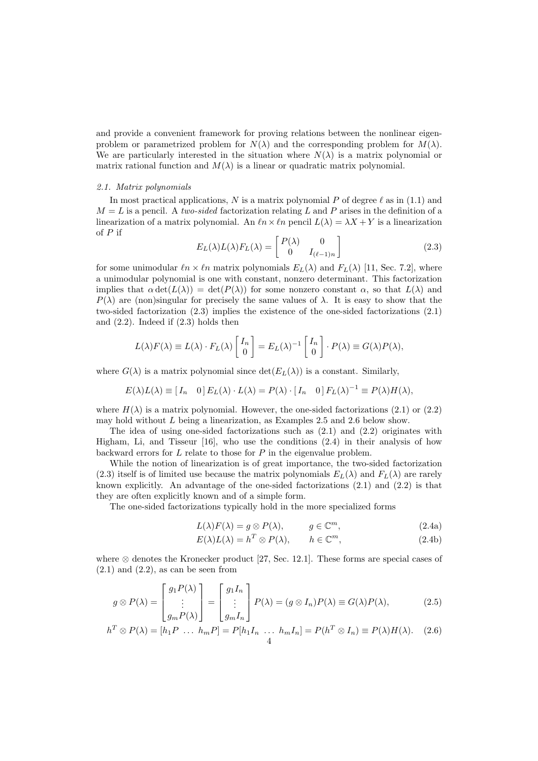and provide a convenient framework for proving relations between the nonlinear eigenproblem or parametrized problem for $N(\lambda)$ and the corresponding problem for $M(\lambda)$. We are particularly interested in the situation where $N(\lambda)$ is a matrix polynomial or matrix rational function and $M(\lambda)$ is a linear or quadratic matrix polynomial.

### 2.1. Matrix polynomials

In most practical applications, $N$ is a matrix polynomial $P$ of degree $\ell$ as in (1.1) and $M = L$ is a pencil. A *two-sided* factorization relating $L$ and $P$ arises in the definition of a linearization of a matrix polynomial. An $\ell n \times \ell n$ pencil $L(\lambda) = \lambda X + Y$ is a linearization of $P$ if

$$E_L(\lambda) L(\lambda) F_L(\lambda) = \begin{bmatrix} P(\lambda) & 0 \\ 0 & I_{(\ell-1)n} \end{bmatrix} \tag{2.3}$$

for some unimodular $\ell n \times \ell n$ matrix polynomials $E_L(\lambda)$ and $F_L(\lambda)$ [11, Sec. 7.2], where a unimodular polynomial is one with constant, nonzero determinant. This factorization implies that $\alpha \det(L(\lambda)) = \det(P(\lambda))$ for some nonzero constant $\alpha$, so that $L(\lambda)$ and $P(\lambda)$ are (non)singular for precisely the same values of $\lambda$. It is easy to show that the two-sided factorization (2.3) implies the existence of the one-sided factorizations (2.1) and (2.2). Indeed if (2.3) holds then

$$L(\lambda)F(\lambda) \equiv L(\lambda) \cdot F_L(\lambda) \begin{bmatrix} I_n \\ 0 \end{bmatrix} = E_L(\lambda)^{-1} \begin{bmatrix} I_n \\ 0 \end{bmatrix} \cdot P(\lambda) \equiv G(\lambda)P(\lambda),$$

where $G(\lambda)$ is a matrix polynomial since $\det(E_L(\lambda))$ is a constant. Similarly,

$$E(\lambda)L(\lambda) \equiv \begin{bmatrix} I_n & 0 \end{bmatrix} E_L(\lambda) \cdot L(\lambda) = P(\lambda) \cdot \begin{bmatrix} I_n & 0 \end{bmatrix} F_L(\lambda)^{-1} \equiv P(\lambda)H(\lambda),$$

where $H(\lambda)$ is a matrix polynomial. However, the one-sided factorizations (2.1) or (2.2) may hold without $L$ being a linearization, as Examples 2.5 and 2.6 below show.

The idea of using one-sided factorizations such as (2.1) and (2.2) originates with Higham, Li, and Tisseur [16], who use the conditions (2.4) in their analysis of how backward errors for $L$ relate to those for $P$ in the eigenvalue problem.

While the notion of linearization is of great importance, the two-sided factorization (2.3) itself is of limited use because the matrix polynomials $E_L(\lambda)$ and $F_L(\lambda)$ are rarely known explicitly. An advantage of the one-sided factorizations (2.1) and (2.2) is that they are often explicitly known and of a simple form.

The one-sided factorizations typically hold in the more specialized forms

$$L(\lambda)F(\lambda) = g \otimes P(\lambda), \qquad g \in \mathbb{C}^m, \tag{2.4a}$$

$$E(\lambda)L(\lambda) = h^T \otimes P(\lambda), \qquad h \in \mathbb{C}^m, \tag{2.4b}$$

where $\otimes$ denotes the Kronecker product [27, Sec. 12.1]. These forms are special cases of (2.1) and (2.2), as can be seen from

$$g \otimes P(\lambda) = \begin{bmatrix} g_1 P(\lambda) \\ \vdots \\ g_m P(\lambda) \end{bmatrix} = \begin{bmatrix} g_1 I_n \\ \vdots \\ g_m I_n \end{bmatrix} P(\lambda) = (g \otimes I_n)P(\lambda) \equiv G(\lambda)P(\lambda), \tag{2.5}$$

$$h^T \otimes P(\lambda) = [h_1 P \ \dots \ h_m P] = P[h_1 I_n \ \dots \ h_m I_n] = P(h^T \otimes I_n) \equiv P(\lambda)H(\lambda). \tag{2.6}$$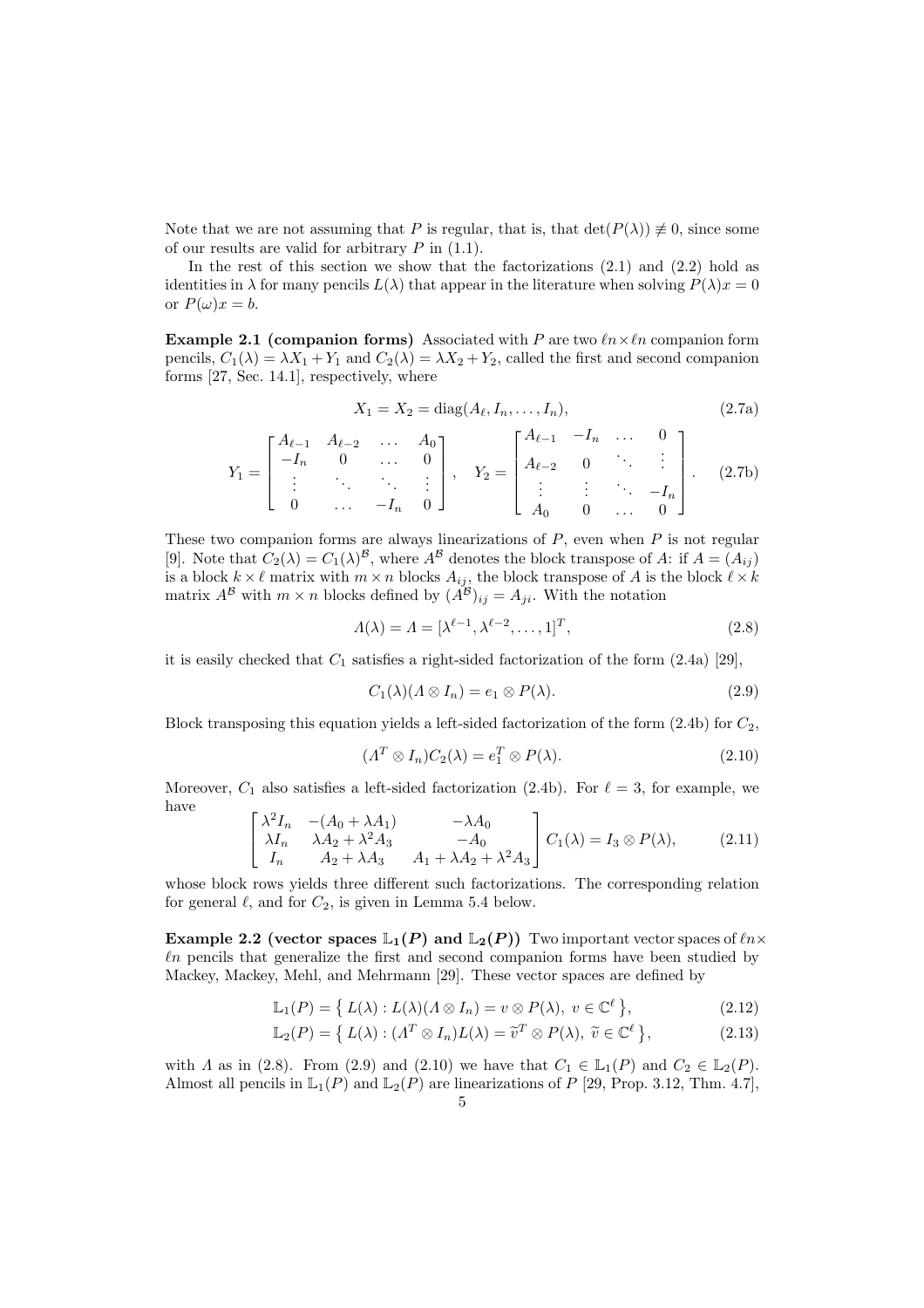Note that we are not assuming that $P$ is regular, that is, that $\det(P(\lambda)) \not\equiv 0$, since some of our results are valid for arbitrary $P$ in (1.1).

In the rest of this section we show that the factorizations (2.1) and (2.2) hold as identities in $\lambda$ for many pencils $L(\lambda)$ that appear in the literature when solving $P(\lambda)x = 0$ or $P(\omega)x = b$.

**Example 2.1 (companion forms)** Associated with $P$ are two $\ell n \times \ell n$ companion form pencils, $C_1(\lambda) = \lambda X_1 + Y_1$ and $C_2(\lambda) = \lambda X_2 + Y_2$, called the first and second companion forms [27, Sec. 14.1], respectively, where

$$X_1 = X_2 = \operatorname{diag}(A_\ell, I_n, \dots, I_n), \tag{2.7a}$$

$$Y_1 = \begin{bmatrix} A_{\ell-1} & A_{\ell-2} & \dots & A_0 \\ -I_n & 0 & \dots & 0 \\ \vdots & \ddots & \ddots & \vdots \\ 0 & \dots & -I_n & 0 \end{bmatrix}, \quad Y_2 = \begin{bmatrix} A_{\ell-1} & -I_n & \dots & 0 \\ A_{\ell-2} & 0 & \ddots & \vdots \\ \vdots & \vdots & \ddots & -I_n \\ A_0 & 0 & \dots & 0 \end{bmatrix}. \tag{2.7b}$$

These two companion forms are always linearizations of $P$, even when $P$ is not regular [9]. Note that $C_2(\lambda) = C_1(\lambda)^{\mathcal{B}}$, where $A^{\mathcal{B}}$ denotes the block transpose of $A$: if $A = (A_{ij})$ is a block $k \times \ell$ matrix with $m \times n$ blocks $A_{ij}$, the block transpose of $A$ is the block $\ell \times k$ matrix $A^{\mathcal{B}}$ with $m \times n$ blocks defined by $(A^{\mathcal{B}})_{ij} = A_{ji}$. With the notation

$$\Lambda(\lambda) = \Lambda = [\lambda^{\ell-1}, \lambda^{\ell-2}, \dots, 1]^T, \tag{2.8}$$

it is easily checked that $C_1$ satisfies a right-sided factorization of the form (2.4a) [29],

$$C_1(\lambda)(\Lambda \otimes I_n) = e_1 \otimes P(\lambda). \tag{2.9}$$

Block transposing this equation yields a left-sided factorization of the form (2.4b) for $C_2$,

$$(\Lambda^T \otimes I_n)C_2(\lambda) = e_1^T \otimes P(\lambda). \tag{2.10}$$

Moreover, $C_1$ also satisfies a left-sided factorization (2.4b). For $\ell = 3$, for example, we have

$$\begin{bmatrix} \lambda^2 I_n & -(A_0 + \lambda A_1) & -\lambda A_0 \\ \lambda I_n & \lambda A_2 + \lambda^2 A_3 & -A_0 \\ I_n & A_2 + \lambda A_3 & A_1 + \lambda A_2 + \lambda^2 A_3 \end{bmatrix} C_1(\lambda) = I_3 \otimes P(\lambda), \tag{2.11}$$

whose block rows yields three different such factorizations. The corresponding relation for general $\ell$, and for $C_2$, is given in Lemma 5.4 below.

**Example 2.2 (vector spaces $\mathbb{L}_1(P)$ and $\mathbb{L}_2(P)$)** Two important vector spaces of $\ell n \times \ell n$ pencils that generalize the first and second companion forms have been studied by Mackey, Mackey, Mehl, and Mehrmann [29]. These vector spaces are defined by

$$\mathbb{L}_1(P) = \{\, L(\lambda) : L(\lambda)(\Lambda \otimes I_n) = v \otimes P(\lambda),\ v \in \mathbb{C}^\ell \,\}, \tag{2.12}$$

$$\mathbb{L}_2(P) = \{\, L(\lambda) : (\Lambda^T \otimes I_n)L(\lambda) = \widetilde{v}^T \otimes P(\lambda),\ \widetilde{v} \in \mathbb{C}^\ell \,\}, \tag{2.13}$$

with $\Lambda$ as in (2.8). From (2.9) and (2.10) we have that $C_1 \in \mathbb{L}_1(P)$ and $C_2 \in \mathbb{L}_2(P)$. Almost all pencils in $\mathbb{L}_1(P)$ and $\mathbb{L}_2(P)$ are linearizations of $P$ [29, Prop. 3.12, Thm. 4.7],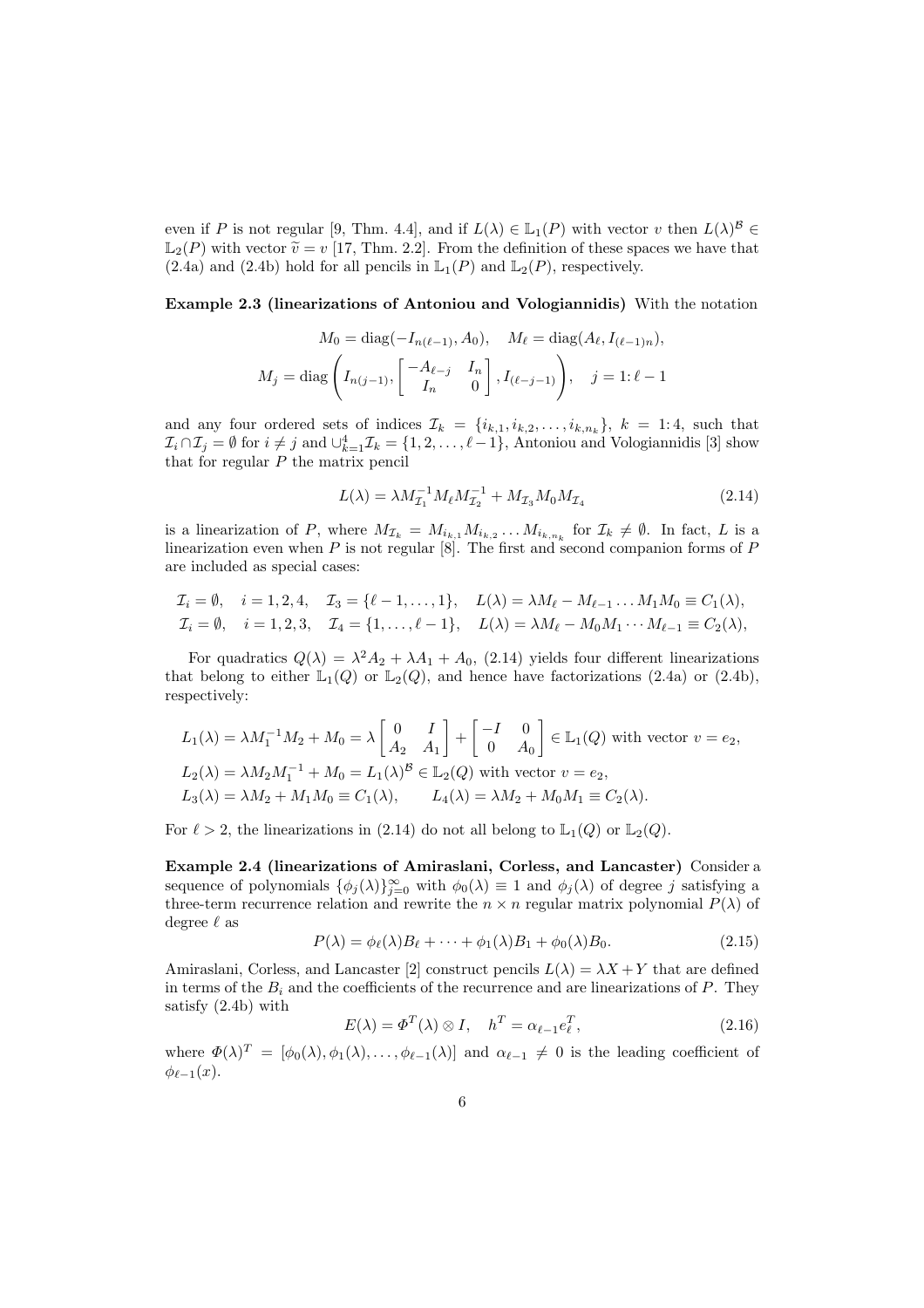even if $P$ is not regular [9, Thm. 4.4], and if $L(\lambda) \in \mathbb{L}_1(P)$ with vector $v$ then $L(\lambda)^{\mathcal{B}} \in \mathbb{L}_2(P)$ with vector $\widetilde{v} = v$ [17, Thm. 2.2]. From the definition of these spaces we have that (2.4a) and (2.4b) hold for all pencils in $\mathbb{L}_1(P)$ and $\mathbb{L}_2(P)$, respectively.

**Example 2.3 (linearizations of Antoniou and Vologiannidis)** With the notation

$$M_0 = \operatorname{diag}(-I_{n(\ell-1)}, A_0), \quad M_\ell = \operatorname{diag}(A_\ell, I_{(\ell-1)n}),$$
$$M_j = \operatorname{diag}\left(I_{n(j-1)}, \begin{bmatrix} -A_{\ell-j} & I_n \\ I_n & 0 \end{bmatrix}, I_{(\ell-j-1)}\right), \quad j = 1\colon \ell-1$$

and any four ordered sets of indices $\mathcal{I}_k = \{i_{k,1}, i_{k,2}, \dots, i_{k,n_k}\}$, $k = 1\colon 4$, such that $\mathcal{I}_i \cap \mathcal{I}_j = \emptyset$ for $i \neq j$ and $\cup_{k=1}^4 \mathcal{I}_k = \{1, 2, \dots, \ell-1\}$, Antoniou and Vologiannidis [3] show that for regular $P$ the matrix pencil

$$L(\lambda) = \lambda M_{\mathcal{I}_1}^{-1} M_\ell M_{\mathcal{I}_2}^{-1} + M_{\mathcal{I}_3} M_0 M_{\mathcal{I}_4} \tag{2.14}$$

is a linearization of $P$, where $M_{\mathcal{I}_k} = M_{i_{k,1}} M_{i_{k,2}} \dots M_{i_{k,n_k}}$ for $\mathcal{I}_k \neq \emptyset$. In fact, $L$ is a linearization even when $P$ is not regular [8]. The first and second companion forms of $P$ are included as special cases:

$$\mathcal{I}_i = \emptyset, \quad i = 1, 2, 4, \quad \mathcal{I}_3 = \{\ell-1, \dots, 1\}, \quad L(\lambda) = \lambda M_\ell - M_{\ell-1} \dots M_1 M_0 \equiv C_1(\lambda),$$
$$\mathcal{I}_i = \emptyset, \quad i = 1, 2, 3, \quad \mathcal{I}_4 = \{1, \dots, \ell-1\}, \quad L(\lambda) = \lambda M_\ell - M_0 M_1 \cdots M_{\ell-1} \equiv C_2(\lambda),$$

For quadratics $Q(\lambda) = \lambda^2 A_2 + \lambda A_1 + A_0$, (2.14) yields four different linearizations that belong to either $\mathbb{L}_1(Q)$ or $\mathbb{L}_2(Q)$, and hence have factorizations (2.4a) or (2.4b), respectively:

$$L_1(\lambda) = \lambda M_1^{-1} M_2 + M_0 = \lambda \begin{bmatrix} 0 & I \\ A_2 & A_1 \end{bmatrix} + \begin{bmatrix} -I & 0 \\ 0 & A_0 \end{bmatrix} \in \mathbb{L}_1(Q) \text{ with vector } v = e_2,$$
$$L_2(\lambda) = \lambda M_2 M_1^{-1} + M_0 = L_1(\lambda)^{\mathcal{B}} \in \mathbb{L}_2(Q) \text{ with vector } v = e_2,$$
$$L_3(\lambda) = \lambda M_2 + M_1 M_0 \equiv C_1(\lambda), \qquad L_4(\lambda) = \lambda M_2 + M_0 M_1 \equiv C_2(\lambda).$$

For $\ell > 2$, the linearizations in (2.14) do not all belong to $\mathbb{L}_1(Q)$ or $\mathbb{L}_2(Q)$.

**Example 2.4 (linearizations of Amiraslani, Corless, and Lancaster)** Consider a sequence of polynomials $\{\phi_j(\lambda)\}_{j=0}^{\infty}$ with $\phi_0(\lambda) \equiv 1$ and $\phi_j(\lambda)$ of degree $j$ satisfying a three-term recurrence relation and rewrite the $n \times n$ regular matrix polynomial $P(\lambda)$ of degree $\ell$ as

$$P(\lambda) = \phi_\ell(\lambda) B_\ell + \dots + \phi_1(\lambda) B_1 + \phi_0(\lambda) B_0. \tag{2.15}$$

Amiraslani, Corless, and Lancaster [2] construct pencils $L(\lambda) = \lambda X + Y$ that are defined in terms of the $B_i$ and the coefficients of the recurrence and are linearizations of $P$. They satisfy (2.4b) with

$$E(\lambda) = \Phi^T(\lambda) \otimes I, \quad h^T = \alpha_{\ell-1} e_\ell^T, \tag{2.16}$$

where $\Phi(\lambda)^T = [\phi_0(\lambda), \phi_1(\lambda), \dots, \phi_{\ell-1}(\lambda)]$ and $\alpha_{\ell-1} \neq 0$ is the leading coefficient of $\phi_{\ell-1}(x)$.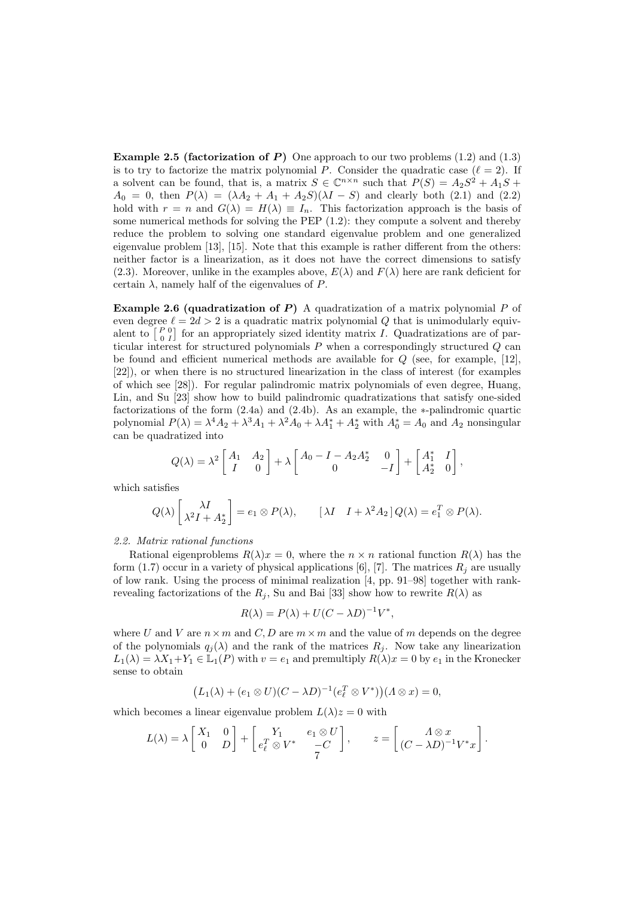**Example 2.5 (factorization of $P$)** One approach to our two problems (1.2) and (1.3) is to try to factorize the matrix polynomial $P$. Consider the quadratic case ($\ell = 2$). If a solvent can be found, that is, a matrix $S \in \mathbb{C}^{n\times n}$ such that $P(S) = A_2S^2 + A_1S + A_0 = 0$, then $P(\lambda) = (\lambda A_2 + A_1 + A_2S)(\lambda I - S)$ and clearly both (2.1) and (2.2) hold with $r = n$ and $G(\lambda) = H(\lambda) \equiv I_n$. This factorization approach is the basis of some numerical methods for solving the PEP (1.2): they compute a solvent and thereby reduce the problem to solving one standard eigenvalue problem and one generalized eigenvalue problem [13], [15]. Note that this example is rather different from the others: neither factor is a linearization, as it does not have the correct dimensions to satisfy (2.3). Moreover, unlike in the examples above, $E(\lambda)$ and $F(\lambda)$ here are rank deficient for certain $\lambda$, namely half of the eigenvalues of $P$.

**Example 2.6 (quadratization of $P$)** A quadratization of a matrix polynomial $P$ of even degree $\ell = 2d > 2$ is a quadratic matrix polynomial $Q$ that is unimodularly equivalent to $\left[\begin{smallmatrix} P & 0 \\ 0 & I \end{smallmatrix}\right]$ for an appropriately sized identity matrix $I$. Quadratizations are of particular interest for structured polynomials $P$ when a correspondingly structured $Q$ can be found and efficient numerical methods are available for $Q$ (see, for example, [12], [22]), or when there is no structured linearization in the class of interest (for examples of which see [28]). For regular palindromic matrix polynomials of even degree, Huang, Lin, and Su [23] show how to build palindromic quadratizations that satisfy one-sided factorizations of the form (2.4a) and (2.4b). As an example, the $*$-palindromic quartic polynomial $P(\lambda) = \lambda^4 A_2 + \lambda^3 A_1 + \lambda^2 A_0 + \lambda A_1^* + A_2^*$ with $A_0^* = A_0$ and $A_2$ nonsingular can be quadratized into

$$Q(\lambda) = \lambda^2 \begin{bmatrix} A_1 & A_2 \\ I & 0 \end{bmatrix} + \lambda \begin{bmatrix} A_0 - I - A_2A_2^* & 0 \\ 0 & -I \end{bmatrix} + \begin{bmatrix} A_1^* & I \\ A_2^* & 0 \end{bmatrix},$$

which satisfies

$$Q(\lambda) \begin{bmatrix} \lambda I \\ \lambda^2 I + A_2^* \end{bmatrix} = e_1 \otimes P(\lambda), \qquad [\, \lambda I \quad I + \lambda^2 A_2 \,]\, Q(\lambda) = e_1^T \otimes P(\lambda).$$

### 2.2. Matrix rational functions

Rational eigenproblems $R(\lambda)x = 0$, where the $n \times n$ rational function $R(\lambda)$ has the form (1.7) occur in a variety of physical applications [6], [7]. The matrices $R_j$ are usually of low rank. Using the process of minimal realization [4, pp. 91–98] together with rank-revealing factorizations of the $R_j$, Su and Bai [33] show how to rewrite $R(\lambda)$ as

$$R(\lambda) = P(\lambda) + U(C - \lambda D)^{-1}V^*,$$

where $U$ and $V$ are $n \times m$ and $C, D$ are $m \times m$ and the value of $m$ depends on the degree of the polynomials $q_j(\lambda)$ and the rank of the matrices $R_j$. Now take any linearization $L_1(\lambda) = \lambda X_1 + Y_1 \in \mathbb{L}_1(P)$ with $v = e_1$ and premultiply $R(\lambda)x = 0$ by $e_1$ in the Kronecker sense to obtain

$$\big(L_1(\lambda) + (e_1 \otimes U)(C - \lambda D)^{-1}(e_\ell^T \otimes V^*)\big)(\Lambda \otimes x) = 0,$$

which becomes a linear eigenvalue problem $L(\lambda)z = 0$ with

$$L(\lambda) = \lambda \begin{bmatrix} X_1 & 0 \\ 0 & D \end{bmatrix} + \begin{bmatrix} Y_1 & e_1 \otimes U \\ e_\ell^T \otimes V^* & -C \end{bmatrix}, \qquad z = \begin{bmatrix} \Lambda \otimes x \\ (C - \lambda D)^{-1}V^*x \end{bmatrix}.$$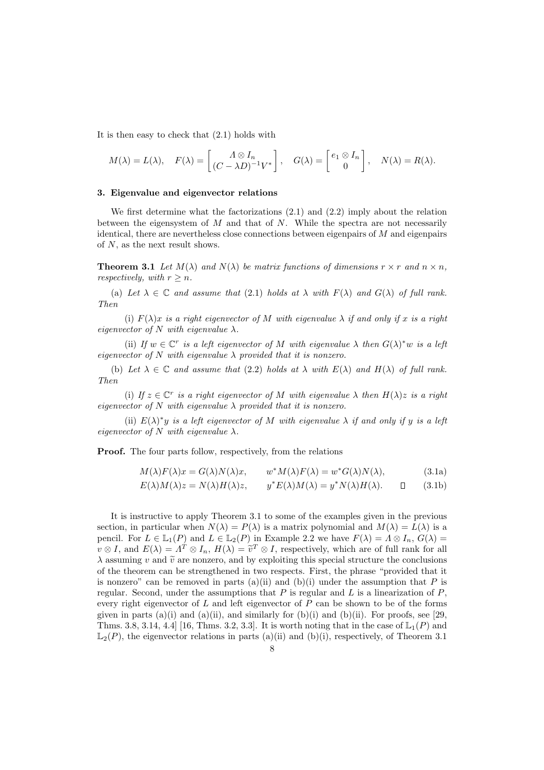It is then easy to check that (2.1) holds with

$$M(\lambda) = L(\lambda), \quad F(\lambda) = \begin{bmatrix} \Lambda \otimes I_n \\ (C - \lambda D)^{-1} V^* \end{bmatrix}, \quad G(\lambda) = \begin{bmatrix} e_1 \otimes I_n \\ 0 \end{bmatrix}, \quad N(\lambda) = R(\lambda).$$

### 3. Eigenvalue and eigenvector relations

We first determine what the factorizations (2.1) and (2.2) imply about the relation between the eigensystem of $M$ and that of $N$. While the spectra are not necessarily identical, there are nevertheless close connections between eigenpairs of $M$ and eigenpairs of $N$, as the next result shows.

**Theorem 3.1** *Let $M(\lambda)$ and $N(\lambda)$ be matrix functions of dimensions $r \times r$ and $n \times n$, respectively, with $r \geq n$.*

(a) *Let $\lambda \in \mathbb{C}$ and assume that (2.1) holds at $\lambda$ with $F(\lambda)$ and $G(\lambda)$ of full rank. Then*

(i) *$F(\lambda)x$ is a right eigenvector of $M$ with eigenvalue $\lambda$ if and only if $x$ is a right eigenvector of $N$ with eigenvalue $\lambda$.*

(ii) *If $w \in \mathbb{C}^r$ is a left eigenvector of $M$ with eigenvalue $\lambda$ then $G(\lambda)^* w$ is a left eigenvector of $N$ with eigenvalue $\lambda$ provided that it is nonzero.*

(b) *Let $\lambda \in \mathbb{C}$ and assume that (2.2) holds at $\lambda$ with $E(\lambda)$ and $H(\lambda)$ of full rank. Then*

(i) *If $z \in \mathbb{C}^r$ is a right eigenvector of $M$ with eigenvalue $\lambda$ then $H(\lambda)z$ is a right eigenvector of $N$ with eigenvalue $\lambda$ provided that it is nonzero.*

(ii) *$E(\lambda)^* y$ is a left eigenvector of $M$ with eigenvalue $\lambda$ if and only if $y$ is a left eigenvector of $N$ with eigenvalue $\lambda$.*

**Proof.** The four parts follow, respectively, from the relations

$$M(\lambda)F(\lambda)x = G(\lambda)N(\lambda)x, \qquad w^* M(\lambda)F(\lambda) = w^* G(\lambda)N(\lambda), \tag{3.1a}$$

$$E(\lambda)M(\lambda)z = N(\lambda)H(\lambda)z, \qquad y^* E(\lambda)M(\lambda) = y^* N(\lambda)H(\lambda). \qquad \square \tag{3.1b}$$

It is instructive to apply Theorem 3.1 to some of the examples given in the previous section, in particular when $N(\lambda) = P(\lambda)$ is a matrix polynomial and $M(\lambda) = L(\lambda)$ is a pencil. For $L \in \mathbb{L}_1(P)$ and $L \in \mathbb{L}_2(P)$ in Example 2.2 we have $F(\lambda) = \Lambda \otimes I_n$, $G(\lambda) = v \otimes I$, and $E(\lambda) = \Lambda^T \otimes I_n$, $H(\lambda) = \widetilde{v}^T \otimes I$, respectively, which are of full rank for all $\lambda$ assuming $v$ and $\widetilde{v}$ are nonzero, and by exploiting this special structure the conclusions of the theorem can be strengthened in two respects. First, the phrase "provided that it is nonzero" can be removed in parts (a)(ii) and (b)(i) under the assumption that $P$ is regular. Second, under the assumptions that $P$ is regular and $L$ is a linearization of $P$, every right eigenvector of $L$ and left eigenvector of $P$ can be shown to be of the forms given in parts (a)(i) and (a)(ii), and similarly for (b)(i) and (b)(ii). For proofs, see [29, Thms. 3.8, 3.14, 4.4] [16, Thms. 3.2, 3.3]. It is worth noting that in the case of $\mathbb{L}_1(P)$ and $\mathbb{L}_2(P)$, the eigenvector relations in parts (a)(ii) and (b)(i), respectively, of Theorem 3.1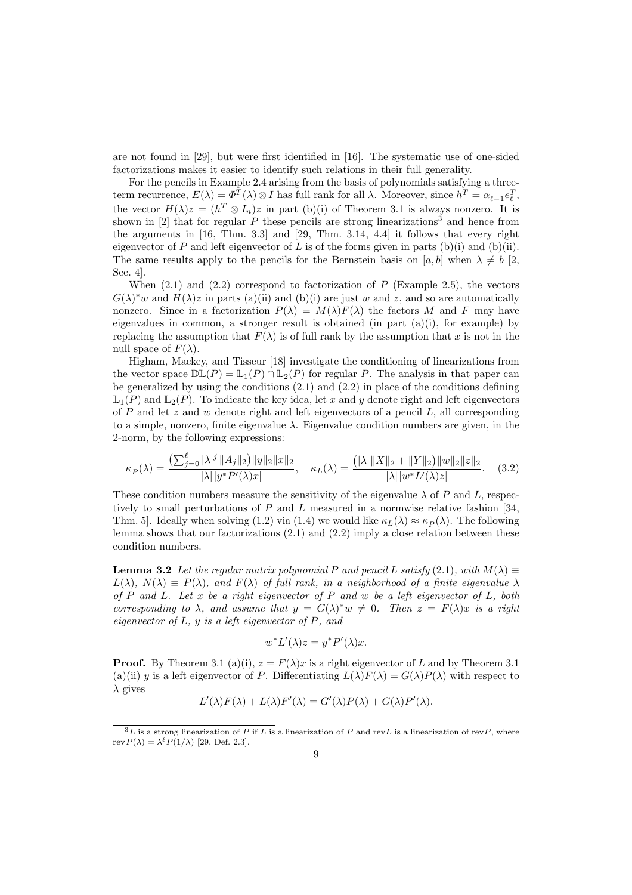are not found in [29], but were first identified in [16]. The systematic use of one-sided factorizations makes it easier to identify such relations in their full generality.

For the pencils in Example 2.4 arising from the basis of polynomials satisfying a three-term recurrence, $E(\lambda) = \Phi^T(\lambda) \otimes I$ has full rank for all $\lambda$. Moreover, since $h^T = \alpha_{\ell-1} e_\ell^T$, the vector $H(\lambda)z = (h^T \otimes I_n)z$ in part (b)(i) of Theorem 3.1 is always nonzero. It is shown in [2] that for regular $P$ these pencils are strong linearizations[3] and hence from the arguments in [16, Thm. 3.3] and [29, Thm. 3.14, 4.4] it follows that every right eigenvector of $P$ and left eigenvector of $L$ is of the forms given in parts (b)(i) and (b)(ii). The same results apply to the pencils for the Bernstein basis on $[a, b]$ when $\lambda \neq b$ [2, Sec. 4].

When (2.1) and (2.2) correspond to factorization of $P$ (Example 2.5), the vectors $G(\lambda)^* w$ and $H(\lambda)z$ in parts (a)(ii) and (b)(i) are just $w$ and $z$, and so are automatically nonzero. Since in a factorization $P(\lambda) = M(\lambda)F(\lambda)$ the factors $M$ and $F$ may have eigenvalues in common, a stronger result is obtained (in part (a)(i), for example) by replacing the assumption that $F(\lambda)$ is of full rank by the assumption that $x$ is not in the null space of $F(\lambda)$.

Higham, Mackey, and Tisseur [18] investigate the conditioning of linearizations from the vector space $\mathbb{DL}(P) = \mathbb{L}_1(P) \cap \mathbb{L}_2(P)$ for regular $P$. The analysis in that paper can be generalized by using the conditions (2.1) and (2.2) in place of the conditions defining $\mathbb{L}_1(P)$ and $\mathbb{L}_2(P)$. To indicate the key idea, let $x$ and $y$ denote right and left eigenvectors of $P$ and let $z$ and $w$ denote right and left eigenvectors of a pencil $L$, all corresponding to a simple, nonzero, finite eigenvalue $\lambda$. Eigenvalue condition numbers are given, in the 2-norm, by the following expressions:

$$\kappa_P(\lambda) = \frac{\left(\sum_{j=0}^{\ell} |\lambda|^j \|A_j\|_2\right) \|y\|_2 \|x\|_2}{|\lambda| \, |y^* P'(\lambda) x|}, \quad \kappa_L(\lambda) = \frac{\left(|\lambda| \|X\|_2 + \|Y\|_2\right) \|w\|_2 \|z\|_2}{|\lambda| \, |w^* L'(\lambda) z|}. \tag{3.2}$$

These condition numbers measure the sensitivity of the eigenvalue $\lambda$ of $P$ and $L$, respectively to small perturbations of $P$ and $L$ measured in a normwise relative fashion [34, Thm. 5]. Ideally when solving (1.2) via (1.4) we would like $\kappa_L(\lambda) \approx \kappa_P(\lambda)$. The following lemma shows that our factorizations (2.1) and (2.2) imply a close relation between these condition numbers.

**Lemma 3.2** *Let the regular matrix polynomial $P$ and pencil $L$ satisfy (2.1), with $M(\lambda) \equiv L(\lambda)$, $N(\lambda) \equiv P(\lambda)$, and $F(\lambda)$ of full rank, in a neighborhood of a finite eigenvalue $\lambda$ of $P$ and $L$. Let $x$ be a right eigenvector of $P$ and $w$ be a left eigenvector of $L$, both corresponding to $\lambda$, and assume that $y = G(\lambda)^* w \neq 0$. Then $z = F(\lambda)x$ is a right eigenvector of $L$, $y$ is a left eigenvector of $P$, and*

$$w^* L'(\lambda) z = y^* P'(\lambda) x.$$

**Proof.** By Theorem 3.1 (a)(i), $z = F(\lambda)x$ is a right eigenvector of $L$ and by Theorem 3.1 (a)(ii) $y$ is a left eigenvector of $P$. Differentiating $L(\lambda)F(\lambda) = G(\lambda)P(\lambda)$ with respect to $\lambda$ gives

$$L'(\lambda)F(\lambda) + L(\lambda)F'(\lambda) = G'(\lambda)P(\lambda) + G(\lambda)P'(\lambda).$$

---

[3] $L$ is a strong linearization of $P$ if $L$ is a linearization of $P$ and rev$L$ is a linearization of rev$P$, where rev$P(\lambda) = \lambda^\ell P(1/\lambda)$ [29, Def. 2.3].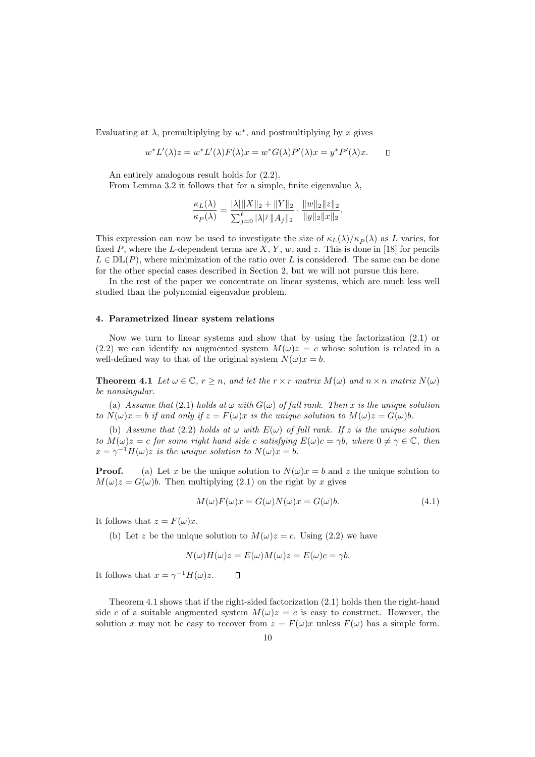Evaluating at $\lambda$, premultiplying by $w^*$, and postmultiplying by $x$ gives

$$w^* L'(\lambda) z = w^* L'(\lambda) F(\lambda) x = w^* G(\lambda) P'(\lambda) x = y^* P'(\lambda) x. \qquad \square$$

An entirely analogous result holds for (2.2).

From Lemma 3.2 it follows that for a simple, finite eigenvalue $\lambda$,

$$\frac{\kappa_L(\lambda)}{\kappa_P(\lambda)} = \frac{|\lambda| \|X\|_2 + \|Y\|_2}{\sum_{j=0}^{\ell} |\lambda|^j \|A_j\|_2} \cdot \frac{\|w\|_2 \|z\|_2}{\|y\|_2 \|x\|_2}.$$

This expression can now be used to investigate the size of $\kappa_L(\lambda)/\kappa_P(\lambda)$ as $L$ varies, for fixed $P$, where the $L$-dependent terms are $X$, $Y$, $w$, and $z$. This is done in [18] for pencils $L \in \mathbb{DL}(P)$, where minimization of the ratio over $L$ is considered. The same can be done for the other special cases described in Section 2, but we will not pursue this here.

In the rest of the paper we concentrate on linear systems, which are much less well studied than the polynomial eigenvalue problem.

## 4. Parametrized linear system relations

Now we turn to linear systems and show that by using the factorization (2.1) or (2.2) we can identify an augmented system $M(\omega)z = c$ whose solution is related in a well-defined way to that of the original system $N(\omega)x = b$.

**Theorem 4.1** *Let $\omega \in \mathbb{C}$, $r \geq n$, and let the $r \times r$ matrix $M(\omega)$ and $n \times n$ matrix $N(\omega)$ be nonsingular.*

*(a) Assume that (2.1) holds at $\omega$ with $G(\omega)$ of full rank. Then $x$ is the unique solution to $N(\omega)x = b$ if and only if $z = F(\omega)x$ is the unique solution to $M(\omega)z = G(\omega)b$.*

*(b) Assume that (2.2) holds at $\omega$ with $E(\omega)$ of full rank. If $z$ is the unique solution to $M(\omega)z = c$ for some right hand side $c$ satisfying $E(\omega)c = \gamma b$, where $0 \neq \gamma \in \mathbb{C}$, then $x = \gamma^{-1} H(\omega) z$ is the unique solution to $N(\omega)x = b$.*

**Proof.** (a) Let $x$ be the unique solution to $N(\omega)x = b$ and $z$ the unique solution to $M(\omega)z = G(\omega)b$. Then multiplying (2.1) on the right by $x$ gives

$$M(\omega) F(\omega) x = G(\omega) N(\omega) x = G(\omega) b. \tag{4.1}$$

It follows that $z = F(\omega)x$.

(b) Let $z$ be the unique solution to $M(\omega)z = c$. Using (2.2) we have

$$N(\omega) H(\omega) z = E(\omega) M(\omega) z = E(\omega) c = \gamma b.$$

It follows that $x = \gamma^{-1} H(\omega) z$. $\square$

Theorem 4.1 shows that if the right-sided factorization (2.1) holds then the right-hand side $c$ of a suitable augmented system $M(\omega)z = c$ is easy to construct. However, the solution $x$ may not be easy to recover from $z = F(\omega)x$ unless $F(\omega)$ has a simple form.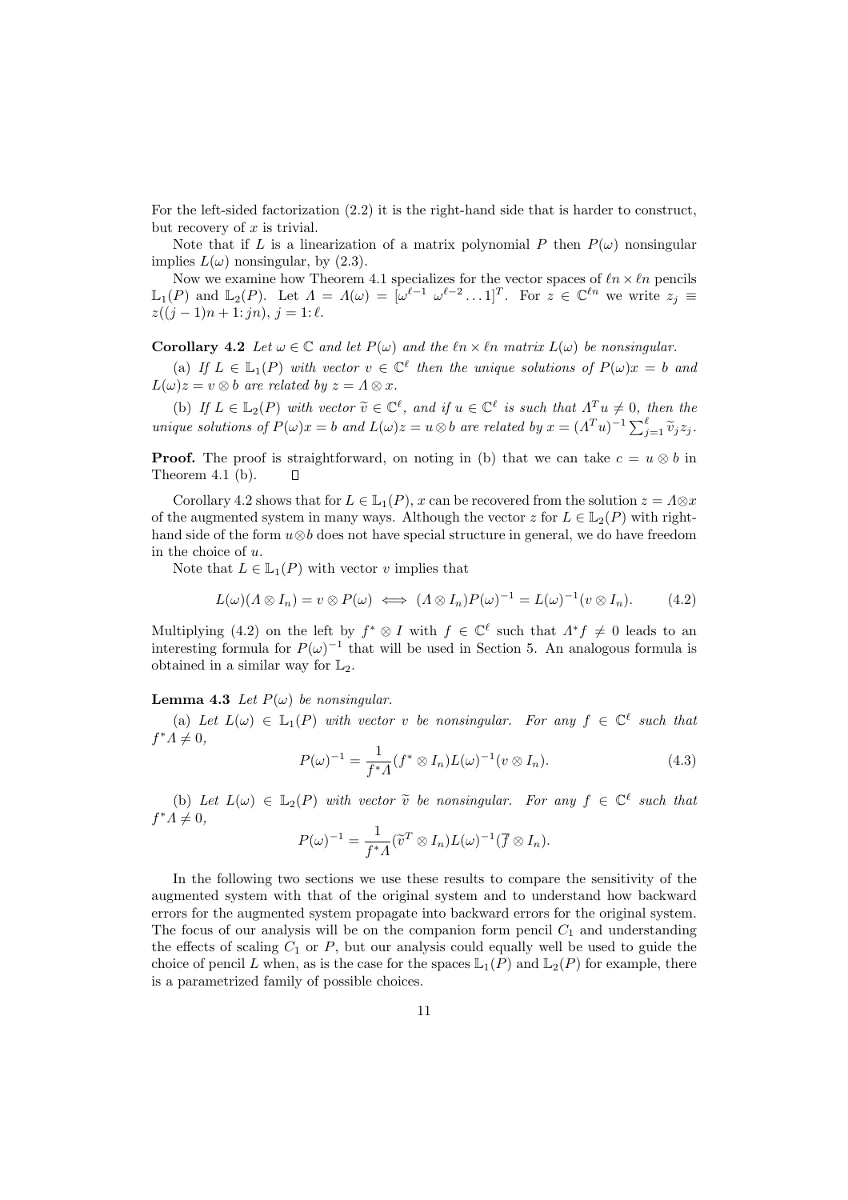For the left-sided factorization (2.2) it is the right-hand side that is harder to construct, but recovery of $x$ is trivial.

Note that if $L$ is a linearization of a matrix polynomial $P$ then $P(\omega)$ nonsingular implies $L(\omega)$ nonsingular, by (2.3).

Now we examine how Theorem 4.1 specializes for the vector spaces of $\ell n \times \ell n$ pencils $\mathbb{L}_1(P)$ and $\mathbb{L}_2(P)$. Let $\Lambda = \Lambda(\omega) = [\omega^{\ell-1}\ \omega^{\ell-2} \dots 1]^T$. For $z \in \mathbb{C}^{\ell n}$ we write $z_j \equiv z((j-1)n+1\colon jn)$, $j = 1\colon \ell$.

**Corollary 4.2** *Let $\omega \in \mathbb{C}$ and let $P(\omega)$ and the $\ell n \times \ell n$ matrix $L(\omega)$ be nonsingular.*

(a) *If $L \in \mathbb{L}_1(P)$ with vector $v \in \mathbb{C}^\ell$ then the unique solutions of $P(\omega)x = b$ and $L(\omega)z = v \otimes b$ are related by $z = \Lambda \otimes x$.*

(b) *If $L \in \mathbb{L}_2(P)$ with vector $\widetilde{v} \in \mathbb{C}^\ell$, and if $u \in \mathbb{C}^\ell$ is such that $\Lambda^T u \neq 0$, then the unique solutions of $P(\omega)x = b$ and $L(\omega)z = u \otimes b$ are related by $x = (\Lambda^T u)^{-1} \sum_{j=1}^{\ell} \widetilde{v}_j z_j$.*

**Proof.** The proof is straightforward, on noting in (b) that we can take $c = u \otimes b$ in Theorem 4.1 (b). $\square$

Corollary 4.2 shows that for $L \in \mathbb{L}_1(P)$, $x$ can be recovered from the solution $z = \Lambda \otimes x$ of the augmented system in many ways. Although the vector $z$ for $L \in \mathbb{L}_2(P)$ with right-hand side of the form $u \otimes b$ does not have special structure in general, we do have freedom in the choice of $u$.

Note that $L \in \mathbb{L}_1(P)$ with vector $v$ implies that

$$L(\omega)(\Lambda \otimes I_n) = v \otimes P(\omega) \iff (\Lambda \otimes I_n)P(\omega)^{-1} = L(\omega)^{-1}(v \otimes I_n). \tag{4.2}$$

Multiplying (4.2) on the left by $f^* \otimes I$ with $f \in \mathbb{C}^\ell$ such that $\Lambda^* f \neq 0$ leads to an interesting formula for $P(\omega)^{-1}$ that will be used in Section 5. An analogous formula is obtained in a similar way for $\mathbb{L}_2$.

**Lemma 4.3** *Let $P(\omega)$ be nonsingular.*

(a) *Let $L(\omega) \in \mathbb{L}_1(P)$ with vector $v$ be nonsingular. For any $f \in \mathbb{C}^\ell$ such that $f^*\Lambda \neq 0$,*

$$P(\omega)^{-1} = \frac{1}{f^*\Lambda}(f^* \otimes I_n)L(\omega)^{-1}(v \otimes I_n). \tag{4.3}$$

(b) *Let $L(\omega) \in \mathbb{L}_2(P)$ with vector $\widetilde{v}$ be nonsingular. For any $f \in \mathbb{C}^\ell$ such that $f^*\Lambda \neq 0$,*

$$P(\omega)^{-1} = \frac{1}{f^*\Lambda}(\widetilde{v}^T \otimes I_n)L(\omega)^{-1}(\overline{f} \otimes I_n).$$

In the following two sections we use these results to compare the sensitivity of the augmented system with that of the original system and to understand how backward errors for the augmented system propagate into backward errors for the original system. The focus of our analysis will be on the companion form pencil $C_1$ and understanding the effects of scaling $C_1$ or $P$, but our analysis could equally well be used to guide the choice of pencil $L$ when, as is the case for the spaces $\mathbb{L}_1(P)$ and $\mathbb{L}_2(P)$ for example, there is a parametrized family of possible choices.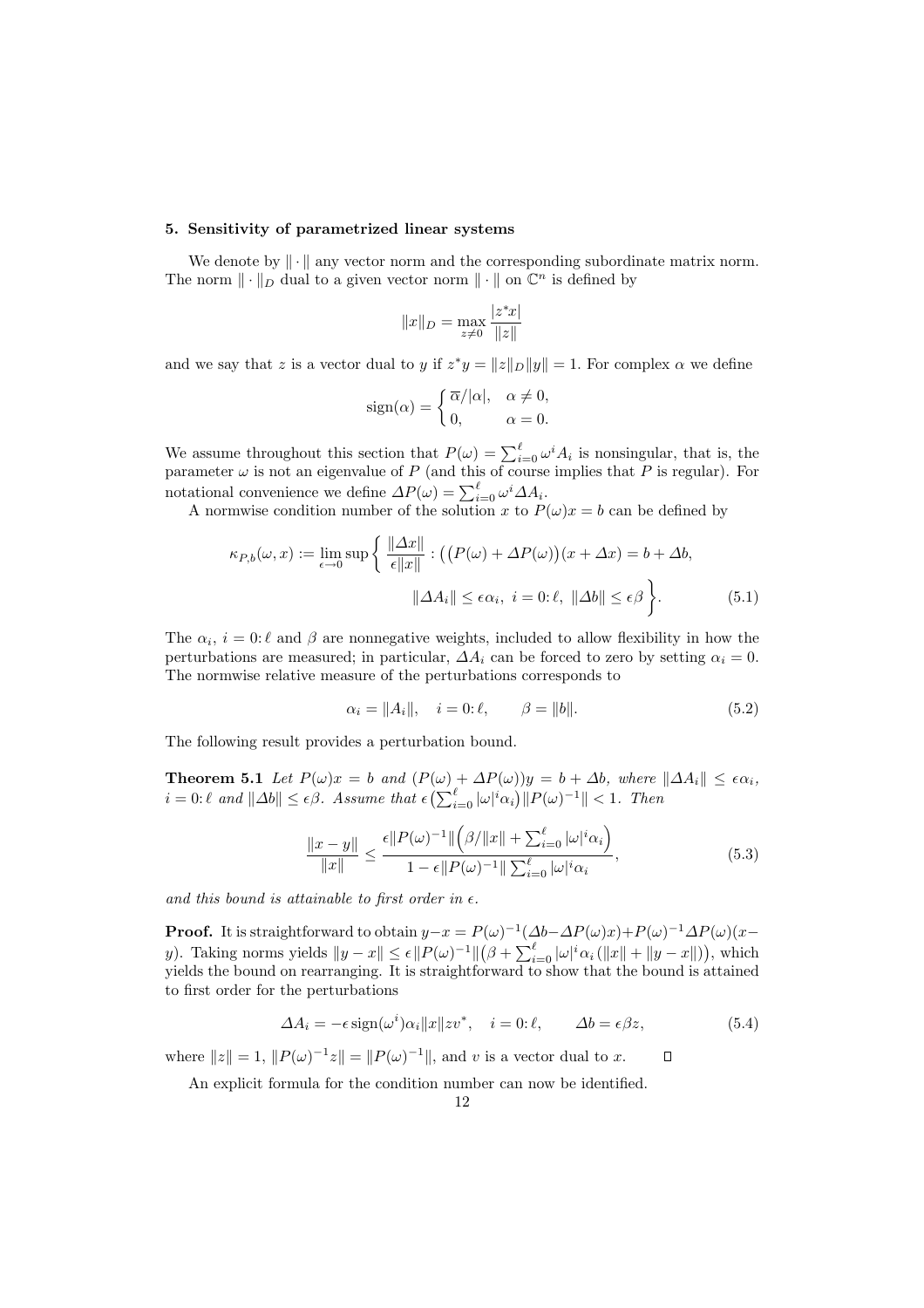## 5. Sensitivity of parametrized linear systems

We denote by $\|\cdot\|$ any vector norm and the corresponding subordinate matrix norm. The norm $\|\cdot\|_D$ dual to a given vector norm $\|\cdot\|$ on $\mathbb{C}^n$ is defined by

$$\|x\|_D = \max_{z \neq 0} \frac{|z^* x|}{\|z\|}$$

and we say that $z$ is a vector dual to $y$ if $z^* y = \|z\|_D \|y\| = 1$. For complex $\alpha$ we define

$$\operatorname{sign}(\alpha) = \begin{cases} \overline{\alpha}/|\alpha|, & \alpha \neq 0, \\ 0, & \alpha = 0. \end{cases}$$

We assume throughout this section that $P(\omega) = \sum_{i=0}^{\ell} \omega^i A_i$ is nonsingular, that is, the parameter $\omega$ is not an eigenvalue of $P$ (and this of course implies that $P$ is regular). For notational convenience we define $\Delta P(\omega) = \sum_{i=0}^{\ell} \omega^i \Delta A_i$.

A normwise condition number of the solution $x$ to $P(\omega)x = b$ can be defined by

$$\kappa_{P,b}(\omega, x) := \lim_{\epsilon \to 0} \sup \left\{ \frac{\|\Delta x\|}{\epsilon \|x\|} : \big(P(\omega) + \Delta P(\omega)\big)(x + \Delta x) = b + \Delta b, \right.$$
$$\left. \|\Delta A_i\| \le \epsilon \alpha_i, \ i = 0\colon \ell, \ \|\Delta b\| \le \epsilon \beta \right\}. \tag{5.1}$$

The $\alpha_i$, $i = 0\colon \ell$ and $\beta$ are nonnegative weights, included to allow flexibility in how the perturbations are measured; in particular, $\Delta A_i$ can be forced to zero by setting $\alpha_i = 0$. The normwise relative measure of the perturbations corresponds to

$$\alpha_i = \|A_i\|, \quad i = 0\colon \ell, \qquad \beta = \|b\|. \tag{5.2}$$

The following result provides a perturbation bound.

**Theorem 5.1** *Let $P(\omega)x = b$ and $(P(\omega) + \Delta P(\omega))y = b + \Delta b$, where $\|\Delta A_i\| \le \epsilon \alpha_i$, $i = 0\colon \ell$ and $\|\Delta b\| \le \epsilon \beta$. Assume that $\epsilon \big(\sum_{i=0}^{\ell} |\omega|^i \alpha_i\big) \|P(\omega)^{-1}\| < 1$. Then*

$$\frac{\|x - y\|}{\|x\|} \le \frac{\epsilon \|P(\omega)^{-1}\| \Big(\beta/\|x\| + \sum_{i=0}^{\ell} |\omega|^i \alpha_i\Big)}{1 - \epsilon \|P(\omega)^{-1}\| \sum_{i=0}^{\ell} |\omega|^i \alpha_i}, \tag{5.3}$$

*and this bound is attainable to first order in $\epsilon$.*

**Proof.** It is straightforward to obtain $y - x = P(\omega)^{-1}(\Delta b - \Delta P(\omega)x) + P(\omega)^{-1} \Delta P(\omega)(x - y)$. Taking norms yields $\|y - x\| \le \epsilon \|P(\omega)^{-1}\| \big(\beta + \sum_{i=0}^{\ell} |\omega|^i \alpha_i \left(\|x\| + \|y - x\|\right)\big)$, which yields the bound on rearranging. It is straightforward to show that the bound is attained to first order for the perturbations

$$\Delta A_i = -\epsilon \operatorname{sign}(\omega^i) \alpha_i \|x\| z v^*, \quad i = 0\colon \ell, \qquad \Delta b = \epsilon \beta z, \tag{5.4}$$

where $\|z\| = 1$, $\|P(\omega)^{-1} z\| = \|P(\omega)^{-1}\|$, and $v$ is a vector dual to $x$. $\square$

An explicit formula for the condition number can now be identified.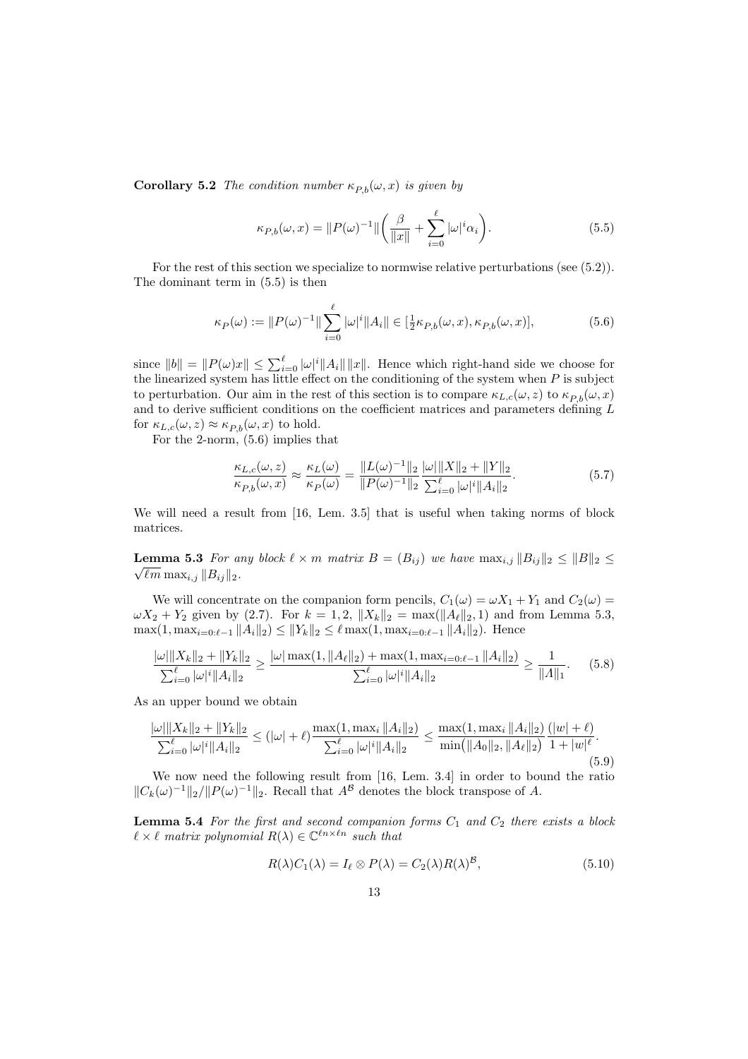**Corollary 5.2** *The condition number $\kappa_{P,b}(\omega, x)$ is given by*

$$\kappa_{P,b}(\omega, x) = \|P(\omega)^{-1}\| \left( \frac{\beta}{\|x\|} + \sum_{i=0}^{\ell} |\omega|^i \alpha_i \right). \tag{5.5}$$

For the rest of this section we specialize to normwise relative perturbations (see (5.2)). The dominant term in (5.5) is then

$$\kappa_P(\omega) := \|P(\omega)^{-1}\| \sum_{i=0}^{\ell} |\omega|^i \|A_i\| \in [\tfrac{1}{2}\kappa_{P,b}(\omega, x), \kappa_{P,b}(\omega, x)], \tag{5.6}$$

since $\|b\| = \|P(\omega)x\| \le \sum_{i=0}^{\ell} |\omega|^i \|A_i\| \, \|x\|$. Hence which right-hand side we choose for the linearized system has little effect on the conditioning of the system when $P$ is subject to perturbation. Our aim in the rest of this section is to compare $\kappa_{L,c}(\omega, z)$ to $\kappa_{P,b}(\omega, x)$ and to derive sufficient conditions on the coefficient matrices and parameters defining $L$ for $\kappa_{L,c}(\omega, z) \approx \kappa_{P,b}(\omega, x)$ to hold.

For the 2-norm, (5.6) implies that

$$\frac{\kappa_{L,c}(\omega, z)}{\kappa_{P,b}(\omega, x)} \approx \frac{\kappa_L(\omega)}{\kappa_P(\omega)} = \frac{\|L(\omega)^{-1}\|_2}{\|P(\omega)^{-1}\|_2} \frac{|\omega| \|X\|_2 + \|Y\|_2}{\sum_{i=0}^{\ell} |\omega|^i \|A_i\|_2}. \tag{5.7}$$

We will need a result from [16, Lem. 3.5] that is useful when taking norms of block matrices.

**Lemma 5.3** *For any block $\ell \times m$ matrix $B = (B_{ij})$ we have $\max_{i,j} \|B_{ij}\|_2 \le \|B\|_2 \le \sqrt{\ell m} \max_{i,j} \|B_{ij}\|_2$.*

We will concentrate on the companion form pencils, $C_1(\omega) = \omega X_1 + Y_1$ and $C_2(\omega) = \omega X_2 + Y_2$ given by (2.7). For $k = 1, 2$, $\|X_k\|_2 = \max(\|A_\ell\|_2, 1)$ and from Lemma 5.3, $\max(1, \max_{i=0:\ell-1} \|A_i\|_2) \le \|Y_k\|_2 \le \ell \max(1, \max_{i=0:\ell-1} \|A_i\|_2)$. Hence

$$\frac{|\omega| \|X_k\|_2 + \|Y_k\|_2}{\sum_{i=0}^{\ell} |\omega|^i \|A_i\|_2} \ge \frac{|\omega| \max(1, \|A_\ell\|_2) + \max(1, \max_{i=0:\ell-1} \|A_i\|_2)}{\sum_{i=0}^{\ell} |\omega|^i \|A_i\|_2} \ge \frac{1}{\|A\|_1}. \tag{5.8}$$

As an upper bound we obtain

$$\frac{|\omega| \|X_k\|_2 + \|Y_k\|_2}{\sum_{i=0}^{\ell} |\omega|^i \|A_i\|_2} \le (|\omega| + \ell) \frac{\max(1, \max_i \|A_i\|_2)}{\sum_{i=0}^{\ell} |\omega|^i \|A_i\|_2} \le \frac{\max(1, \max_i \|A_i\|_2)}{\min(\|A_0\|_2, \|A_\ell\|_2)} \frac{(|w| + \ell)}{1 + |w|^\ell}. \tag{5.9}$$

We now need the following result from [16, Lem. 3.4] in order to bound the ratio $\|C_k(\omega)^{-1}\|_2 / \|P(\omega)^{-1}\|_2$. Recall that $A^{\mathcal{B}}$ denotes the block transpose of $A$.

**Lemma 5.4** *For the first and second companion forms $C_1$ and $C_2$ there exists a block $\ell \times \ell$ matrix polynomial $R(\lambda) \in \mathbb{C}^{\ell n \times \ell n}$ such that*

$$R(\lambda) C_1(\lambda) = I_\ell \otimes P(\lambda) = C_2(\lambda) R(\lambda)^{\mathcal{B}}, \tag{5.10}$$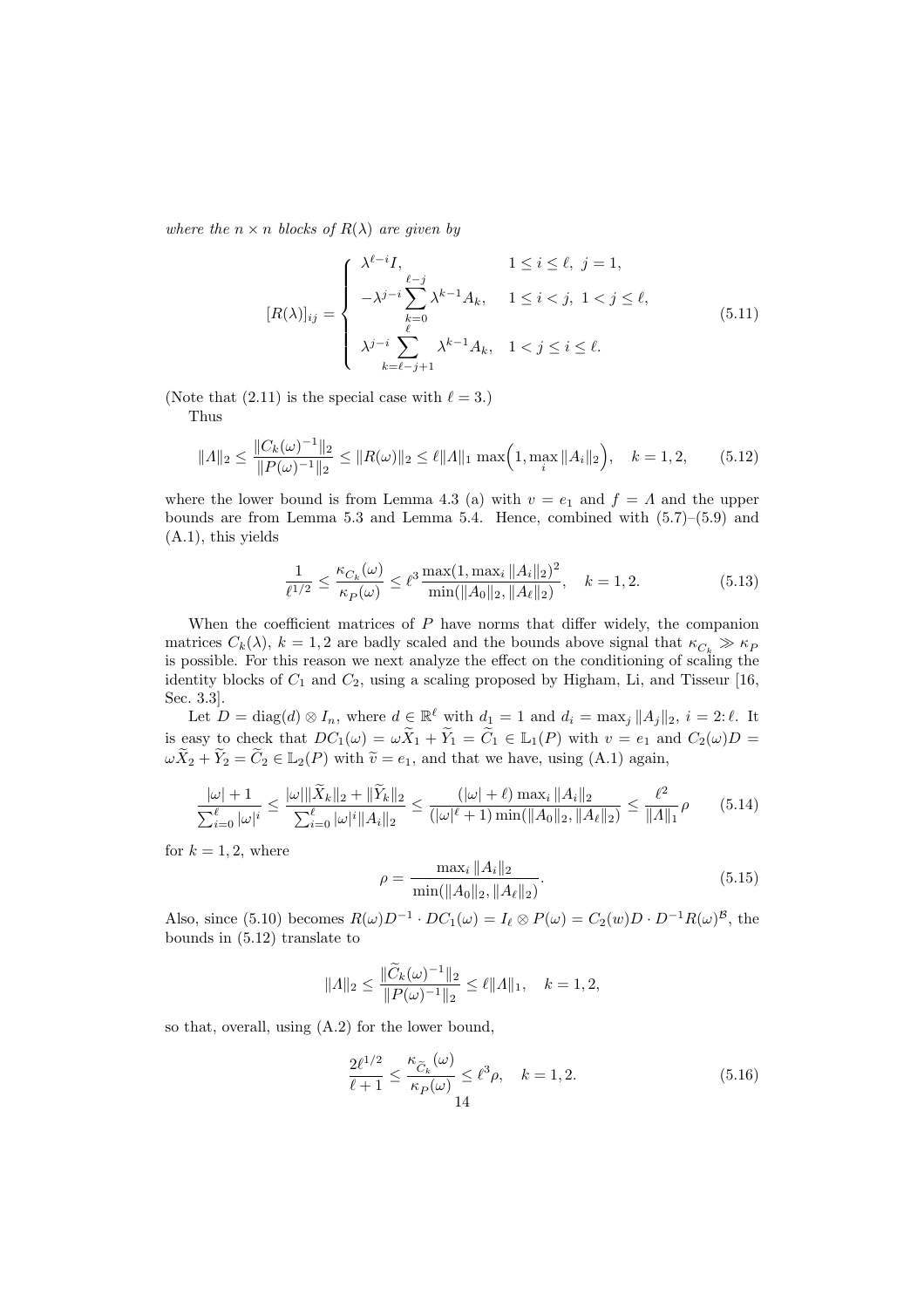*where the $n \times n$ blocks of $R(\lambda)$ are given by*

$$
[R(\lambda)]_{ij} = \begin{cases} \lambda^{\ell-i} I, & 1 \le i \le \ell, \ j = 1, \\ -\lambda^{j-i} \displaystyle\sum_{k=0}^{\ell-j} \lambda^{k-1} A_k, & 1 \le i < j, \ 1 < j \le \ell, \\ \lambda^{j-i} \displaystyle\sum_{k=\ell-j+1}^{\ell} \lambda^{k-1} A_k, & 1 < j \le i \le \ell. \end{cases} \tag{5.11}
$$

(Note that (2.11) is the special case with $\ell = 3$.)

Thus

$$
\|\Lambda\|_2 \le \frac{\|C_k(\omega)^{-1}\|_2}{\|P(\omega)^{-1}\|_2} \le \|R(\omega)\|_2 \le \ell \|\Lambda\|_1 \max\Big(1, \max_i \|A_i\|_2\Big), \quad k = 1, 2, \tag{5.12}
$$

where the lower bound is from Lemma 4.3 (a) with $v = e_1$ and $f = \Lambda$ and the upper bounds are from Lemma 5.3 and Lemma 5.4. Hence, combined with (5.7)–(5.9) and (A.1), this yields

$$
\frac{1}{\ell^{1/2}} \le \frac{\kappa_{C_k}(\omega)}{\kappa_P(\omega)} \le \ell^3 \frac{\max(1, \max_i \|A_i\|_2)^2}{\min(\|A_0\|_2, \|A_\ell\|_2)}, \quad k = 1, 2. \tag{5.13}
$$

When the coefficient matrices of $P$ have norms that differ widely, the companion matrices $C_k(\lambda)$, $k = 1, 2$ are badly scaled and the bounds above signal that $\kappa_{C_k} \gg \kappa_P$ is possible. For this reason we next analyze the effect on the conditioning of scaling the identity blocks of $C_1$ and $C_2$, using a scaling proposed by Higham, Li, and Tisseur [16, Sec. 3.3].

Let $D = \mathrm{diag}(d) \otimes I_n$, where $d \in \mathbb{R}^\ell$ with $d_1 = 1$ and $d_i = \max_j \|A_j\|_2$, $i = 2{:}\,\ell$. It is easy to check that $DC_1(\omega) = \omega \widetilde{X}_1 + \widetilde{Y}_1 = \widetilde{C}_1 \in \mathbb{L}_1(P)$ with $v = e_1$ and $C_2(\omega) D = \omega \widetilde{X}_2 + \widetilde{Y}_2 = \widetilde{C}_2 \in \mathbb{L}_2(P)$ with $\widetilde{v} = e_1$, and that we have, using (A.1) again,

$$
\frac{|\omega| + 1}{\sum_{i=0}^{\ell} |\omega|^i} \le \frac{|\omega| \|\widetilde{X}_k\|_2 + \|\widetilde{Y}_k\|_2}{\sum_{i=0}^{\ell} |\omega|^i \|A_i\|_2} \le \frac{(|\omega| + \ell) \max_i \|A_i\|_2}{(|\omega|^\ell + 1) \min(\|A_0\|_2, \|A_\ell\|_2)} \le \frac{\ell^2}{\|\Lambda\|_1} \rho \tag{5.14}
$$

for $k = 1, 2$, where

$$
\rho = \frac{\max_i \|A_i\|_2}{\min(\|A_0\|_2, \|A_\ell\|_2)}. \tag{5.15}
$$

Also, since (5.10) becomes $R(\omega) D^{-1} \cdot DC_1(\omega) = I_\ell \otimes P(\omega) = C_2(w) D \cdot D^{-1} R(\omega)^{\mathcal{B}}$, the bounds in (5.12) translate to

$$
\|\Lambda\|_2 \le \frac{\|\widetilde{C}_k(\omega)^{-1}\|_2}{\|P(\omega)^{-1}\|_2} \le \ell \|\Lambda\|_1, \quad k = 1, 2,
$$

so that, overall, using (A.2) for the lower bound,

$$
\frac{2\ell^{1/2}}{\ell + 1} \le \frac{\kappa_{\widetilde{C}_k}(\omega)}{\kappa_P(\omega)} \le \ell^3 \rho, \quad k = 1, 2. \tag{5.16}
$$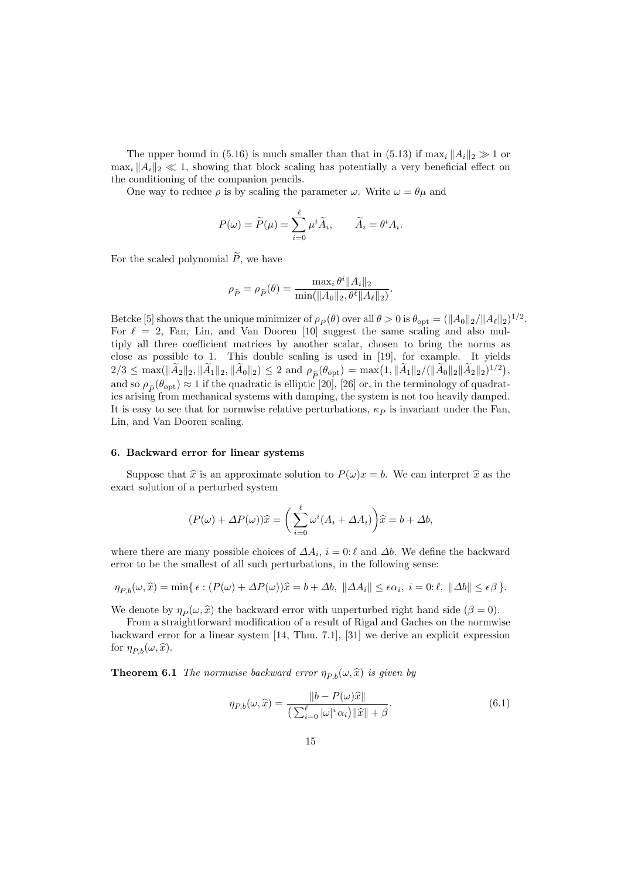The upper bound in (5.16) is much smaller than that in (5.13) if $\max_i \|A_i\|_2 \gg 1$ or $\max_i \|A_i\|_2 \ll 1$, showing that block scaling has potentially a very beneficial effect on the conditioning of the companion pencils.

One way to reduce $\rho$ is by scaling the parameter $\omega$. Write $\omega = \theta\mu$ and

$$P(\omega) = \widetilde{P}(\mu) = \sum_{i=0}^{\ell} \mu^i \widetilde{A}_i, \qquad \widetilde{A}_i = \theta^i A_i.$$

For the scaled polynomial $\widetilde{P}$, we have

$$\rho_{\widetilde{P}} = \rho_{\widetilde{P}}(\theta) = \frac{\max_i \theta^i \|A_i\|_2}{\min(\|A_0\|_2, \theta^\ell \|A_\ell\|_2)}.$$

Betcke [5] shows that the unique minimizer of $\rho_P(\theta)$ over all $\theta > 0$ is $\theta_{\rm opt} = (\|A_0\|_2/\|A_\ell\|_2)^{1/2}$. For $\ell = 2$, Fan, Lin, and Van Dooren [10] suggest the same scaling and also multiply all three coefficient matrices by another scalar, chosen to bring the norms as close as possible to 1. This double scaling is used in [19], for example. It yields $2/3 \le \max(\|\widetilde{A}_2\|_2, \|\widetilde{A}_1\|_2, \|\widetilde{A}_0\|_2) \le 2$ and $\rho_{\widetilde{P}}(\theta_{\rm opt}) = \max\big(1, \|\widetilde{A}_1\|_2/(\|\widetilde{A}_0\|_2\|\widetilde{A}_2\|_2)^{1/2}\big)$, and so $\rho_{\widetilde{P}}(\theta_{\rm opt}) \approx 1$ if the quadratic is elliptic [20], [26] or, in the terminology of quadratics arising from mechanical systems with damping, the system is not too heavily damped. It is easy to see that for normwise relative perturbations, $\kappa_P$ is invariant under the Fan, Lin, and Van Dooren scaling.

## 6. Backward error for linear systems

Suppose that $\widehat{x}$ is an approximate solution to $P(\omega)x = b$. We can interpret $\widehat{x}$ as the exact solution of a perturbed system

$$(P(\omega) + \Delta P(\omega))\widehat{x} = \Big(\sum_{i=0}^{\ell} \omega^i (A_i + \Delta A_i)\Big)\widehat{x} = b + \Delta b,$$

where there are many possible choices of $\Delta A_i$, $i = 0\colon \ell$ and $\Delta b$. We define the backward error to be the smallest of all such perturbations, in the following sense:

$$\eta_{P,b}(\omega, \widehat{x}) = \min\{\, \epsilon : (P(\omega) + \Delta P(\omega))\widehat{x} = b + \Delta b,\ \|\Delta A_i\| \le \epsilon\alpha_i,\ i = 0\colon \ell,\ \|\Delta b\| \le \epsilon\beta \,\}.$$

We denote by $\eta_P(\omega, \widehat{x})$ the backward error with unperturbed right hand side ($\beta = 0$).

From a straightforward modification of a result of Rigal and Gaches on the normwise backward error for a linear system [14, Thm. 7.1], [31] we derive an explicit expression for $\eta_{P,b}(\omega, \widehat{x})$.

**Theorem 6.1** *The normwise backward error $\eta_{P,b}(\omega, \widehat{x})$ is given by*

$$\eta_{P,b}(\omega, \widehat{x}) = \frac{\|b - P(\omega)\widehat{x}\|}{\big(\sum_{i=0}^{\ell} |\omega|^i \alpha_i\big)\|\widehat{x}\| + \beta}. \tag{6.1}$$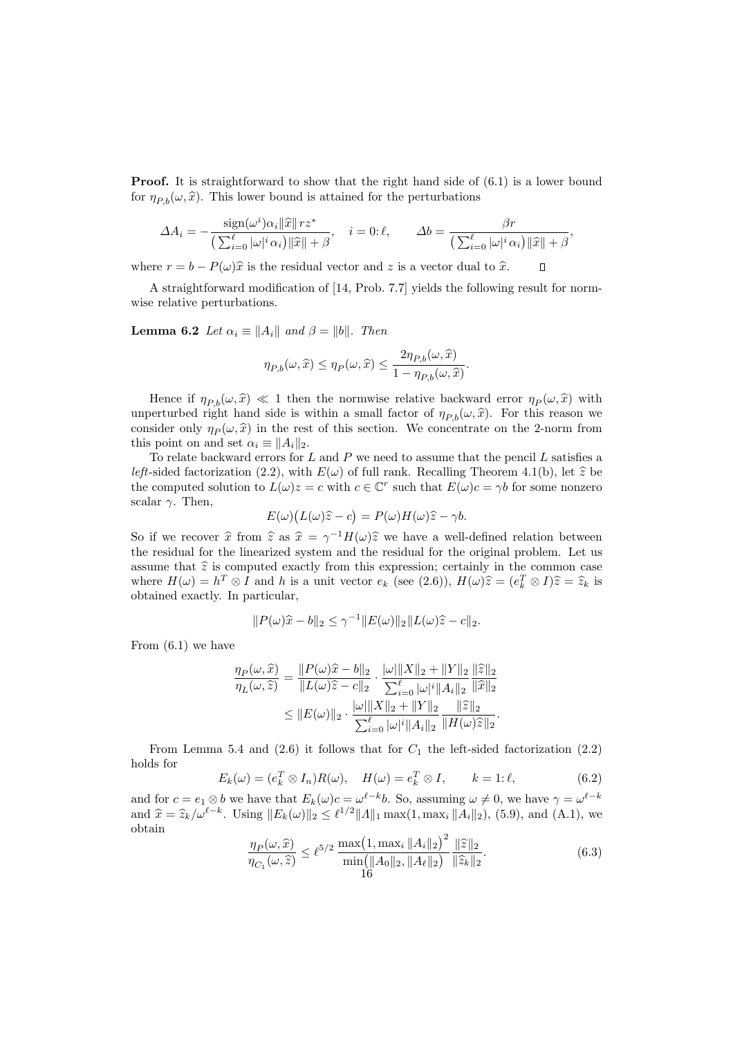**Proof.** It is straightforward to show that the right hand side of (6.1) is a lower bound for $\eta_{P,b}(\omega,\widehat{x})$. This lower bound is attained for the perturbations

$$\Delta A_i = -\frac{\operatorname{sign}(\omega^i)\alpha_i\|\widehat{x}\|\,rz^*}{\big(\sum_{i=0}^{\ell}|\omega|^i\alpha_i\big)\|\widehat{x}\|+\beta}, \quad i=0\colon\ell, \qquad \Delta b = \frac{\beta r}{\big(\sum_{i=0}^{\ell}|\omega|^i\alpha_i\big)\|\widehat{x}\|+\beta},$$

where $r = b - P(\omega)\widehat{x}$ is the residual vector and $z$ is a vector dual to $\widehat{x}$. $\square$

A straightforward modification of [14, Prob. 7.7] yields the following result for normwise relative perturbations.

**Lemma 6.2** *Let $\alpha_i \equiv \|A_i\|$ and $\beta = \|b\|$. Then*

$$\eta_{P,b}(\omega,\widehat{x}) \le \eta_P(\omega,\widehat{x}) \le \frac{2\eta_{P,b}(\omega,\widehat{x})}{1-\eta_{P,b}(\omega,\widehat{x})}.$$

Hence if $\eta_{P,b}(\omega,\widehat{x}) \ll 1$ then the normwise relative backward error $\eta_P(\omega,\widehat{x})$ with unperturbed right hand side is within a small factor of $\eta_{P,b}(\omega,\widehat{x})$. For this reason we consider only $\eta_P(\omega,\widehat{x})$ in the rest of this section. We concentrate on the 2-norm from this point on and set $\alpha_i \equiv \|A_i\|_2$.

To relate backward errors for $L$ and $P$ we need to assume that the pencil $L$ satisfies a *left*-sided factorization (2.2), with $E(\omega)$ of full rank. Recalling Theorem 4.1(b), let $\widehat{z}$ be the computed solution to $L(\omega)z = c$ with $c \in \mathbb{C}^r$ such that $E(\omega)c = \gamma b$ for some nonzero scalar $\gamma$. Then,

$$E(\omega)\big(L(\omega)\widehat{z} - c\big) = P(\omega)H(\omega)\widehat{z} - \gamma b.$$

So if we recover $\widehat{x}$ from $\widehat{z}$ as $\widehat{x} = \gamma^{-1}H(\omega)\widehat{z}$ we have a well-defined relation between the residual for the linearized system and the residual for the original problem. Let us assume that $\widehat{z}$ is computed exactly from this expression; certainly in the common case where $H(\omega) = h^T \otimes I$ and $h$ is a unit vector $e_k$ (see (2.6)), $H(\omega)\widehat{z} = (e_k^T \otimes I)\widehat{z} = \widehat{z}_k$ is obtained exactly. In particular,

$$\|P(\omega)\widehat{x} - b\|_2 \le \gamma^{-1}\|E(\omega)\|_2\|L(\omega)\widehat{z} - c\|_2.$$

From (6.1) we have

$$\begin{aligned}\frac{\eta_P(\omega,\widehat{x})}{\eta_L(\omega,\widehat{z})} &= \frac{\|P(\omega)\widehat{x} - b\|_2}{\|L(\omega)\widehat{z} - c\|_2}\cdot\frac{|\omega|\|X\|_2 + \|Y\|_2}{\sum_{i=0}^{\ell}|\omega|^i\|A_i\|_2}\frac{\|\widehat{z}\|_2}{\|\widehat{x}\|_2}\\ &\le \|E(\omega)\|_2\cdot\frac{|\omega|\|X\|_2 + \|Y\|_2}{\sum_{i=0}^{\ell}|\omega|^i\|A_i\|_2}\frac{\|\widehat{z}\|_2}{\|H(\omega)\widehat{z}\|_2}.\end{aligned}$$

From Lemma 5.4 and (2.6) it follows that for $C_1$ the left-sided factorization (2.2) holds for

$$E_k(\omega) = (e_k^T \otimes I_n)R(\omega), \quad H(\omega) = e_k^T \otimes I, \qquad k = 1\colon\ell, \tag{6.2}$$

and for $c = e_1 \otimes b$ we have that $E_k(\omega)c = \omega^{\ell-k}b$. So, assuming $\omega \neq 0$, we have $\gamma = \omega^{\ell-k}$ and $\widehat{x} = \widehat{z}_k/\omega^{\ell-k}$. Using $\|E_k(\omega)\|_2 \le \ell^{1/2}\|\Lambda\|_1\max(1,\max_i\|A_i\|_2)$, (5.9), and (A.1), we obtain

$$\frac{\eta_P(\omega,\widehat{x})}{\eta_{C_1}(\omega,\widehat{z})} \le \ell^{5/2}\,\frac{\max\big(1,\max_i\|A_i\|_2\big)^2}{\min\big(\|A_0\|_2,\|A_\ell\|_2\big)}\,\frac{\|\widehat{z}\|_2}{\|\widehat{z}_k\|_2}. \tag{6.3}$$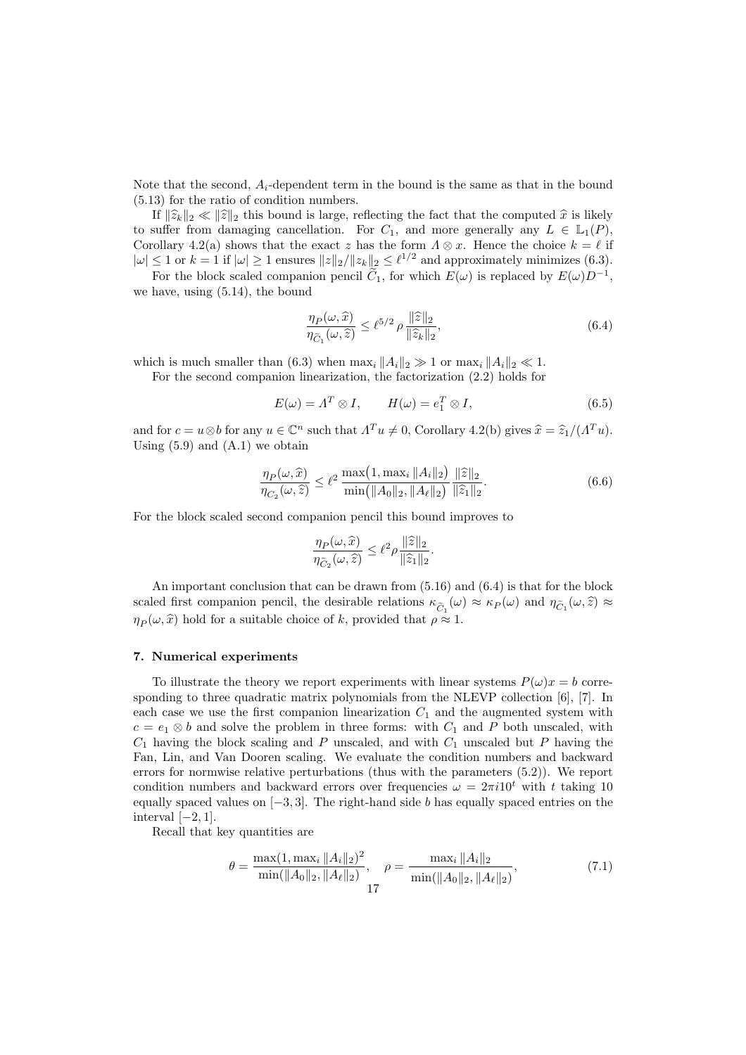Note that the second, $A_i$-dependent term in the bound is the same as that in the bound (5.13) for the ratio of condition numbers.

If $\|\widehat{z}_k\|_2 \ll \|\widehat{z}\|_2$ this bound is large, reflecting the fact that the computed $\widehat{x}$ is likely to suffer from damaging cancellation. For $C_1$, and more generally any $L \in \mathbb{L}_1(P)$, Corollary 4.2(a) shows that the exact $z$ has the form $\Lambda \otimes x$. Hence the choice $k = \ell$ if $|\omega| \le 1$ or $k = 1$ if $|\omega| \ge 1$ ensures $\|z\|_2/\|z_k\|_2 \le \ell^{1/2}$ and approximately minimizes (6.3).

For the block scaled companion pencil $\widetilde{C}_1$, for which $E(\omega)$ is replaced by $E(\omega)D^{-1}$, we have, using (5.14), the bound

$$\frac{\eta_P(\omega, \widehat{x})}{\eta_{\widetilde{C}_1}(\omega, \widehat{z})} \le \ell^{5/2}\, \rho\, \frac{\|\widehat{z}\|_2}{\|\widehat{z}_k\|_2}, \tag{6.4}$$

which is much smaller than (6.3) when $\max_i \|A_i\|_2 \gg 1$ or $\max_i \|A_i\|_2 \ll 1$.

For the second companion linearization, the factorization (2.2) holds for

$$E(\omega) = \Lambda^T \otimes I, \qquad H(\omega) = e_1^T \otimes I, \tag{6.5}$$

and for $c = u \otimes b$ for any $u \in \mathbb{C}^n$ such that $\Lambda^T u \neq 0$, Corollary 4.2(b) gives $\widehat{x} = \widehat{z}_1/(\Lambda^T u)$. Using (5.9) and (A.1) we obtain

$$\frac{\eta_P(\omega, \widehat{x})}{\eta_{C_2}(\omega, \widehat{z})} \le \ell^2\, \frac{\max\big(1, \max_i \|A_i\|_2\big)}{\min\big(\|A_0\|_2, \|A_\ell\|_2\big)}\, \frac{\|\widehat{z}\|_2}{\|\widehat{z}_1\|_2}. \tag{6.6}$$

For the block scaled second companion pencil this bound improves to

$$\frac{\eta_P(\omega, \widehat{x})}{\eta_{\widetilde{C}_2}(\omega, \widehat{z})} \le \ell^2 \rho \frac{\|\widehat{z}\|_2}{\|\widehat{z}_1\|_2}.$$

An important conclusion that can be drawn from (5.16) and (6.4) is that for the block scaled first companion pencil, the desirable relations $\kappa_{\widetilde{C}_1}(\omega) \approx \kappa_P(\omega)$ and $\eta_{\widetilde{C}_1}(\omega, \widehat{z}) \approx \eta_P(\omega, \widehat{x})$ hold for a suitable choice of $k$, provided that $\rho \approx 1$.

## 7. Numerical experiments

To illustrate the theory we report experiments with linear systems $P(\omega)x = b$ corresponding to three quadratic matrix polynomials from the NLEVP collection [6], [7]. In each case we use the first companion linearization $C_1$ and the augmented system with $c = e_1 \otimes b$ and solve the problem in three forms: with $C_1$ and $P$ both unscaled, with $C_1$ having the block scaling and $P$ unscaled, and with $C_1$ unscaled but $P$ having the Fan, Lin, and Van Dooren scaling. We evaluate the condition numbers and backward errors for normwise relative perturbations (thus with the parameters (5.2)). We report condition numbers and backward errors over frequencies $\omega = 2\pi i 10^t$ with $t$ taking 10 equally spaced values on $[-3, 3]$. The right-hand side $b$ has equally spaced entries on the interval $[-2, 1]$.

Recall that key quantities are

$$\theta = \frac{\max(1, \max_i \|A_i\|_2)^2}{\min(\|A_0\|_2, \|A_\ell\|_2)}, \quad \rho = \frac{\max_i \|A_i\|_2}{\min(\|A_0\|_2, \|A_\ell\|_2)}, \tag{7.1}$$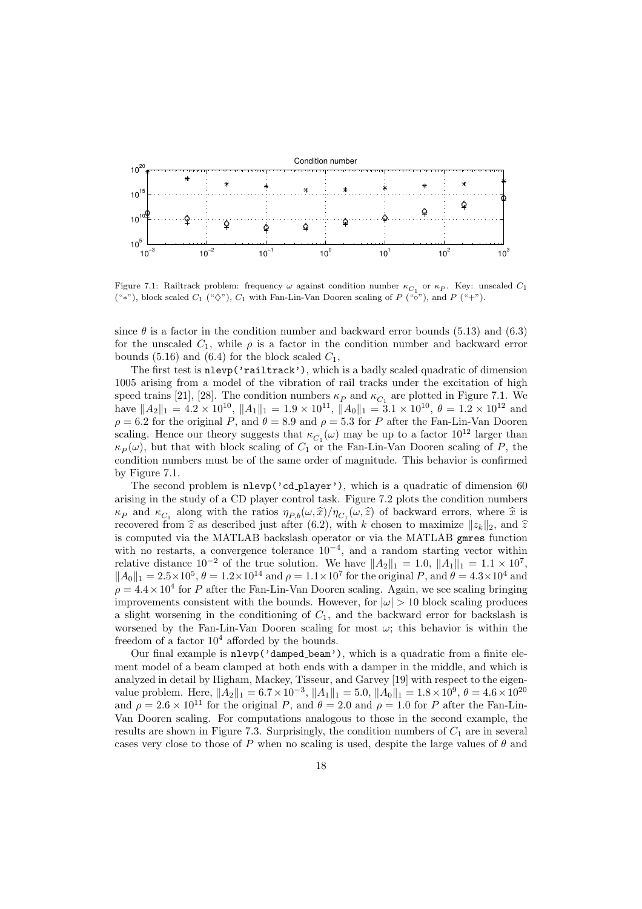Figure 7.1: Railtrack problem: frequency $\omega$ against condition number $\kappa_{C_1}$ or $\kappa_P$. Key: unscaled $C_1$ ("$*$"), block scaled $C_1$ ("$\diamond$"), $C_1$ with Fan-Lin-Van Dooren scaling of $P$ ("$\circ$"), and $P$ ("$+$").

since $\theta$ is a factor in the condition number and backward error bounds (5.13) and (6.3) for the unscaled $C_1$, while $\rho$ is a factor in the condition number and backward error bounds (5.16) and (6.4) for the block scaled $C_1$,

The first test is `nlevp('railtrack')`, which is a badly scaled quadratic of dimension 1005 arising from a model of the vibration of rail tracks under the excitation of high speed trains [21], [28]. The condition numbers $\kappa_P$ and $\kappa_{C_1}$ are plotted in Figure 7.1. We have $\|A_2\|_1 = 4.2 \times 10^{10}$, $\|A_1\|_1 = 1.9 \times 10^{11}$, $\|A_0\|_1 = 3.1 \times 10^{10}$, $\theta = 1.2 \times 10^{12}$ and $\rho = 6.2$ for the original $P$, and $\theta = 8.9$ and $\rho = 5.3$ for $P$ after the Fan-Lin-Van Dooren scaling. Hence our theory suggests that $\kappa_{C_1}(\omega)$ may be up to a factor $10^{12}$ larger than $\kappa_P(\omega)$, but that with block scaling of $C_1$ or the Fan-Lin-Van Dooren scaling of $P$, the condition numbers must be of the same order of magnitude. This behavior is confirmed by Figure 7.1.

The second problem is `nlevp('cd_player')`, which is a quadratic of dimension 60 arising in the study of a CD player control task. Figure 7.2 plots the condition numbers $\kappa_P$ and $\kappa_{C_1}$ along with the ratios $\eta_{P,b}(\omega, \widehat{x})/\eta_{C_1}(\omega, \widehat{z})$ of backward errors, where $\widehat{x}$ is recovered from $\widehat{z}$ as described just after (6.2), with $k$ chosen to maximize $\|z_k\|_2$, and $\widehat{z}$ is computed via the MATLAB backslash operator or via the MATLAB `gmres` function with no restarts, a convergence tolerance $10^{-4}$, and a random starting vector within relative distance $10^{-2}$ of the true solution. We have $\|A_2\|_1 = 1.0$, $\|A_1\|_1 = 1.1 \times 10^7$, $\|A_0\|_1 = 2.5 \times 10^5$, $\theta = 1.2 \times 10^{14}$ and $\rho = 1.1 \times 10^7$ for the original $P$, and $\theta = 4.3 \times 10^4$ and $\rho = 4.4 \times 10^4$ for $P$ after the Fan-Lin-Van Dooren scaling. Again, we see scaling bringing improvements consistent with the bounds. However, for $|\omega| > 10$ block scaling produces a slight worsening in the conditioning of $C_1$, and the backward error for backslash is worsened by the Fan-Lin-Van Dooren scaling for most $\omega$; this behavior is within the freedom of a factor $10^4$ afforded by the bounds.

Our final example is `nlevp('damped_beam')`, which is a quadratic from a finite element model of a beam clamped at both ends with a damper in the middle, and which is analyzed in detail by Higham, Mackey, Tisseur, and Garvey [19] with respect to the eigenvalue problem. Here, $\|A_2\|_1 = 6.7 \times 10^{-3}$, $\|A_1\|_1 = 5.0$, $\|A_0\|_1 = 1.8 \times 10^9$, $\theta = 4.6 \times 10^{20}$ and $\rho = 2.6 \times 10^{11}$ for the original $P$, and $\theta = 2.0$ and $\rho = 1.0$ for $P$ after the Fan-Lin-Van Dooren scaling. For computations analogous to those in the second example, the results are shown in Figure 7.3. Surprisingly, the condition numbers of $C_1$ are in several cases very close to those of $P$ when no scaling is used, despite the large values of $\theta$ and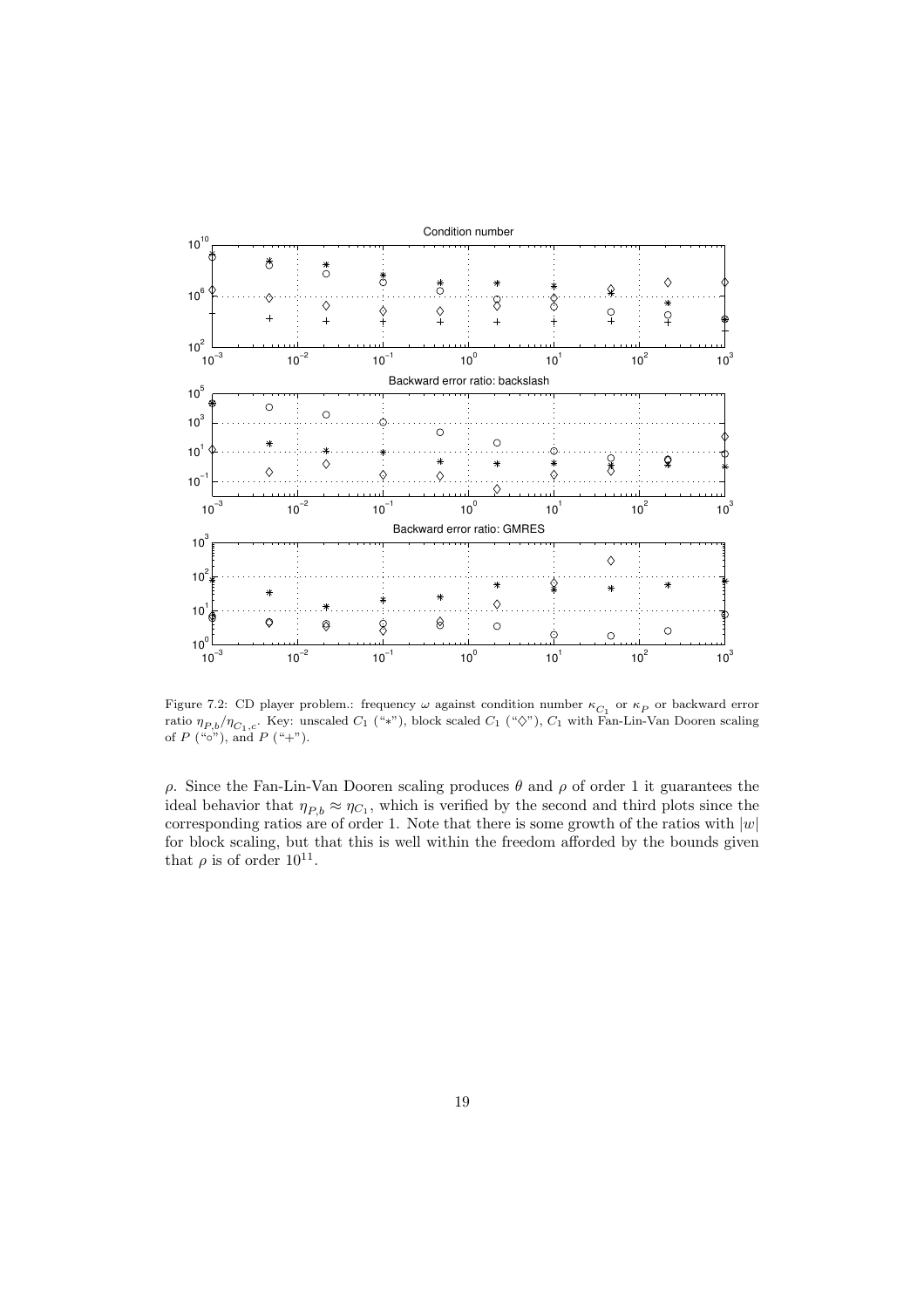Figure 7.2: CD player problem.: frequency $\omega$ against condition number $\kappa_{C_1}$ or $\kappa_P$ or backward error ratio $\eta_{P,b}/\eta_{C_1,c}$. Key: unscaled $C_1$ ("$*$"), block scaled $C_1$ ("$\diamond$"), $C_1$ with Fan-Lin-Van Dooren scaling of $P$ ("$\circ$"), and $P$ ("$+$").

$\rho$. Since the Fan-Lin-Van Dooren scaling produces $\theta$ and $\rho$ of order 1 it guarantees the ideal behavior that $\eta_{P,b} \approx \eta_{C_1}$, which is verified by the second and third plots since the corresponding ratios are of order 1. Note that there is some growth of the ratios with $|w|$ for block scaling, but that this is well within the freedom afforded by the bounds given that $\rho$ is of order $10^{11}$.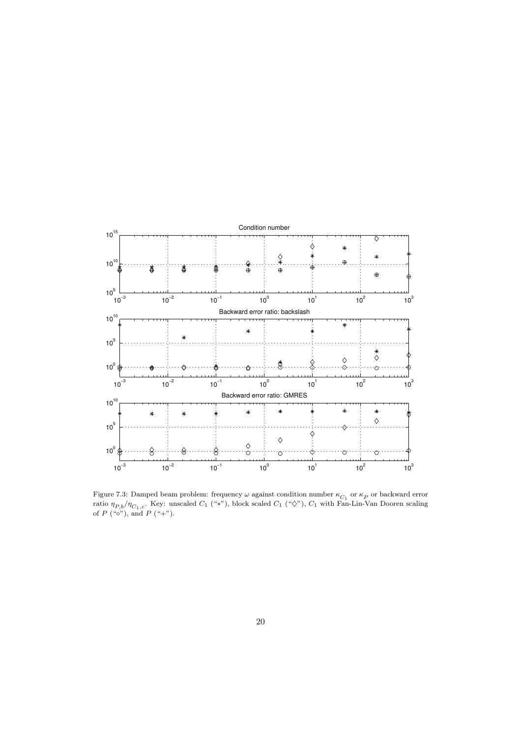Figure 7.3: Damped beam problem: frequency $\omega$ against condition number $\kappa_{C_1}$ or $\kappa_P$ or backward error ratio $\eta_{P,b}/\eta_{C_1,c}$. Key: unscaled $C_1$ ("$*$"), block scaled $C_1$ ("$\diamond$"), $C_1$ with Fan-Lin-Van Dooren scaling of $P$ ("$\circ$"), and $P$ ("$+$").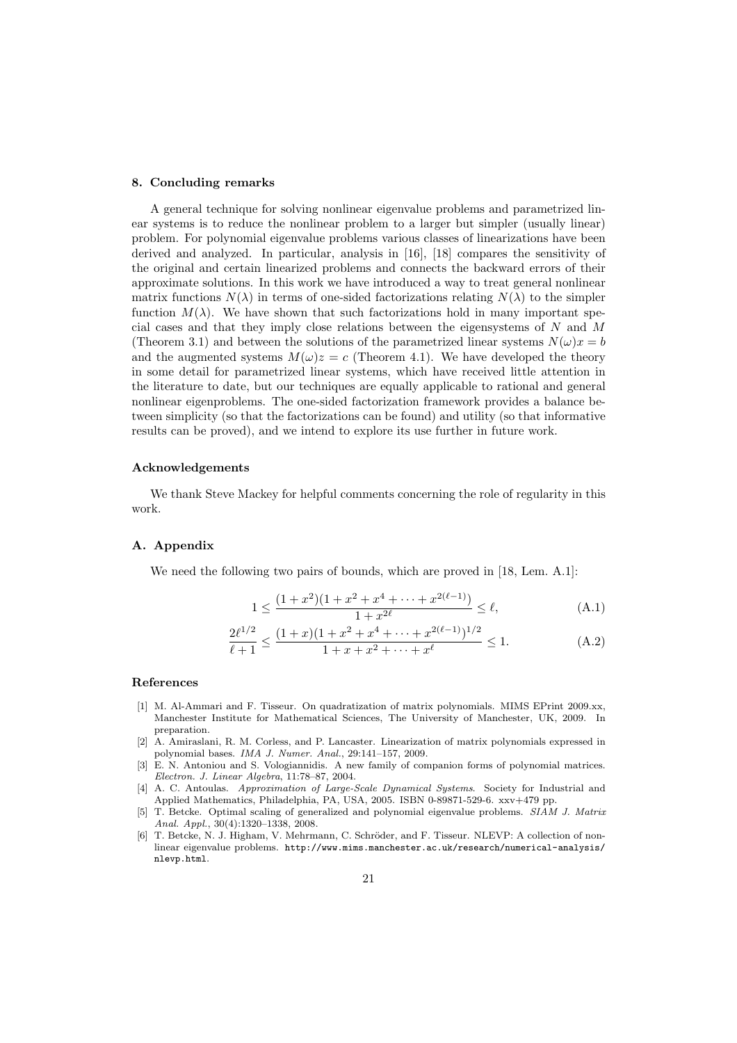## 8. Concluding remarks

A general technique for solving nonlinear eigenvalue problems and parametrized linear systems is to reduce the nonlinear problem to a larger but simpler (usually linear) problem. For polynomial eigenvalue problems various classes of linearizations have been derived and analyzed. In particular, analysis in [16], [18] compares the sensitivity of the original and certain linearized problems and connects the backward errors of their approximate solutions. In this work we have introduced a way to treat general nonlinear matrix functions $N(\lambda)$ in terms of one-sided factorizations relating $N(\lambda)$ to the simpler function $M(\lambda)$. We have shown that such factorizations hold in many important special cases and that they imply close relations between the eigensystems of $N$ and $M$ (Theorem 3.1) and between the solutions of the parametrized linear systems $N(\omega)x = b$ and the augmented systems $M(\omega)z = c$ (Theorem 4.1). We have developed the theory in some detail for parametrized linear systems, which have received little attention in the literature to date, but our techniques are equally applicable to rational and general nonlinear eigenproblems. The one-sided factorization framework provides a balance between simplicity (so that the factorizations can be found) and utility (so that informative results can be proved), and we intend to explore its use further in future work.

### Acknowledgements

We thank Steve Mackey for helpful comments concerning the role of regularity in this work.

## A. Appendix

We need the following two pairs of bounds, which are proved in [18, Lem. A.1]:

$$1 \le \frac{(1+x^2)(1+x^2+x^4+\cdots+x^{2(\ell-1)})}{1+x^{2\ell}} \le \ell, \tag{A.1}$$

$$\frac{2\ell^{1/2}}{\ell+1} \le \frac{(1+x)(1+x^2+x^4+\cdots+x^{2(\ell-1)})^{1/2}}{1+x+x^2+\cdots+x^\ell} \le 1. \tag{A.2}$$

## References

[1] M. Al-Ammari and F. Tisseur. On quadratization of matrix polynomials. MIMS EPrint 2009.xx, Manchester Institute for Mathematical Sciences, The University of Manchester, UK, 2009. In preparation.

[2] A. Amiraslani, R. M. Corless, and P. Lancaster. Linearization of matrix polynomials expressed in polynomial bases. *IMA J. Numer. Anal.*, 29:141–157, 2009.

[3] E. N. Antoniou and S. Vologiannidis. A new family of companion forms of polynomial matrices. *Electron. J. Linear Algebra*, 11:78–87, 2004.

[4] A. C. Antoulas. *Approximation of Large-Scale Dynamical Systems*. Society for Industrial and Applied Mathematics, Philadelphia, PA, USA, 2005. ISBN 0-89871-529-6. xxv+479 pp.

[5] T. Betcke. Optimal scaling of generalized and polynomial eigenvalue problems. *SIAM J. Matrix Anal. Appl.*, 30(4):1320–1338, 2008.

[6] T. Betcke, N. J. Higham, V. Mehrmann, C. Schröder, and F. Tisseur. NLEVP: A collection of nonlinear eigenvalue problems. http://www.mims.manchester.ac.uk/research/numerical-analysis/nlevp.html.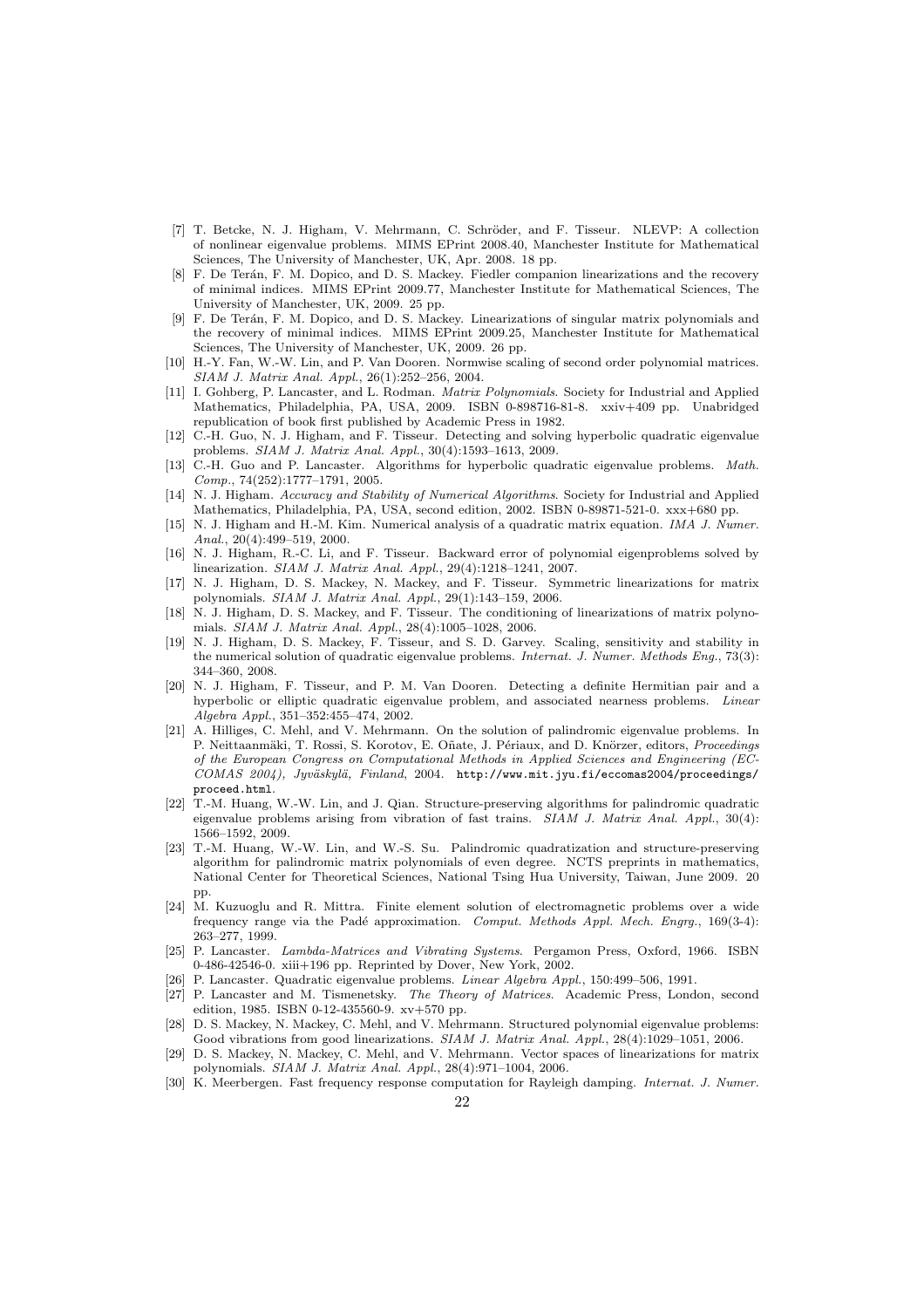[7] T. Betcke, N. J. Higham, V. Mehrmann, C. Schröder, and F. Tisseur. NLEVP: A collection of nonlinear eigenvalue problems. MIMS EPrint 2008.40, Manchester Institute for Mathematical Sciences, The University of Manchester, UK, Apr. 2008. 18 pp.

[8] F. De Terán, F. M. Dopico, and D. S. Mackey. Fiedler companion linearizations and the recovery of minimal indices. MIMS EPrint 2009.77, Manchester Institute for Mathematical Sciences, The University of Manchester, UK, 2009. 25 pp.

[9] F. De Terán, F. M. Dopico, and D. S. Mackey. Linearizations of singular matrix polynomials and the recovery of minimal indices. MIMS EPrint 2009.25, Manchester Institute for Mathematical Sciences, The University of Manchester, UK, 2009. 26 pp.

[10] H.-Y. Fan, W.-W. Lin, and P. Van Dooren. Normwise scaling of second order polynomial matrices. *SIAM J. Matrix Anal. Appl.*, 26(1):252–256, 2004.

[11] I. Gohberg, P. Lancaster, and L. Rodman. *Matrix Polynomials*. Society for Industrial and Applied Mathematics, Philadelphia, PA, USA, 2009. ISBN 0-898716-81-8. xxiv+409 pp. Unabridged republication of book first published by Academic Press in 1982.

[12] C.-H. Guo, N. J. Higham, and F. Tisseur. Detecting and solving hyperbolic quadratic eigenvalue problems. *SIAM J. Matrix Anal. Appl.*, 30(4):1593–1613, 2009.

[13] C.-H. Guo and P. Lancaster. Algorithms for hyperbolic quadratic eigenvalue problems. *Math. Comp.*, 74(252):1777–1791, 2005.

[14] N. J. Higham. *Accuracy and Stability of Numerical Algorithms*. Society for Industrial and Applied Mathematics, Philadelphia, PA, USA, second edition, 2002. ISBN 0-89871-521-0. xxx+680 pp.

[15] N. J. Higham and H.-M. Kim. Numerical analysis of a quadratic matrix equation. *IMA J. Numer. Anal.*, 20(4):499–519, 2000.

[16] N. J. Higham, R.-C. Li, and F. Tisseur. Backward error of polynomial eigenproblems solved by linearization. *SIAM J. Matrix Anal. Appl.*, 29(4):1218–1241, 2007.

[17] N. J. Higham, D. S. Mackey, N. Mackey, and F. Tisseur. Symmetric linearizations for matrix polynomials. *SIAM J. Matrix Anal. Appl.*, 29(1):143–159, 2006.

[18] N. J. Higham, D. S. Mackey, and F. Tisseur. The conditioning of linearizations of matrix polynomials. *SIAM J. Matrix Anal. Appl.*, 28(4):1005–1028, 2006.

[19] N. J. Higham, D. S. Mackey, F. Tisseur, and S. D. Garvey. Scaling, sensitivity and stability in the numerical solution of quadratic eigenvalue problems. *Internat. J. Numer. Methods Eng.*, 73(3): 344–360, 2008.

[20] N. J. Higham, F. Tisseur, and P. M. Van Dooren. Detecting a definite Hermitian pair and a hyperbolic or elliptic quadratic eigenvalue problem, and associated nearness problems. *Linear Algebra Appl.*, 351–352:455–474, 2002.

[21] A. Hilliges, C. Mehl, and V. Mehrmann. On the solution of palindromic eigenvalue problems. In P. Neittaanmäki, T. Rossi, S. Korotov, E. Oñate, J. Périaux, and D. Knörzer, editors, *Proceedings of the European Congress on Computational Methods in Applied Sciences and Engineering (ECCOMAS 2004), Jyväskylä, Finland*, 2004. `http://www.mit.jyu.fi/eccomas2004/proceedings/proceed.html`.

[22] T.-M. Huang, W.-W. Lin, and J. Qian. Structure-preserving algorithms for palindromic quadratic eigenvalue problems arising from vibration of fast trains. *SIAM J. Matrix Anal. Appl.*, 30(4): 1566–1592, 2009.

[23] T.-M. Huang, W.-W. Lin, and W.-S. Su. Palindromic quadratization and structure-preserving algorithm for palindromic matrix polynomials of even degree. NCTS preprints in mathematics, National Center for Theoretical Sciences, National Tsing Hua University, Taiwan, June 2009. 20 pp.

[24] M. Kuzuoglu and R. Mittra. Finite element solution of electromagnetic problems over a wide frequency range via the Padé approximation. *Comput. Methods Appl. Mech. Engrg.*, 169(3-4): 263–277, 1999.

[25] P. Lancaster. *Lambda-Matrices and Vibrating Systems*. Pergamon Press, Oxford, 1966. ISBN 0-486-42546-0. xiii+196 pp. Reprinted by Dover, New York, 2002.

[26] P. Lancaster. Quadratic eigenvalue problems. *Linear Algebra Appl.*, 150:499–506, 1991.

[27] P. Lancaster and M. Tismenetsky. *The Theory of Matrices*. Academic Press, London, second edition, 1985. ISBN 0-12-435560-9. xv+570 pp.

[28] D. S. Mackey, N. Mackey, C. Mehl, and V. Mehrmann. Structured polynomial eigenvalue problems: Good vibrations from good linearizations. *SIAM J. Matrix Anal. Appl.*, 28(4):1029–1051, 2006.

[29] D. S. Mackey, N. Mackey, C. Mehl, and V. Mehrmann. Vector spaces of linearizations for matrix polynomials. *SIAM J. Matrix Anal. Appl.*, 28(4):971–1004, 2006.

[30] K. Meerbergen. Fast frequency response computation for Rayleigh damping. *Internat. J. Numer.*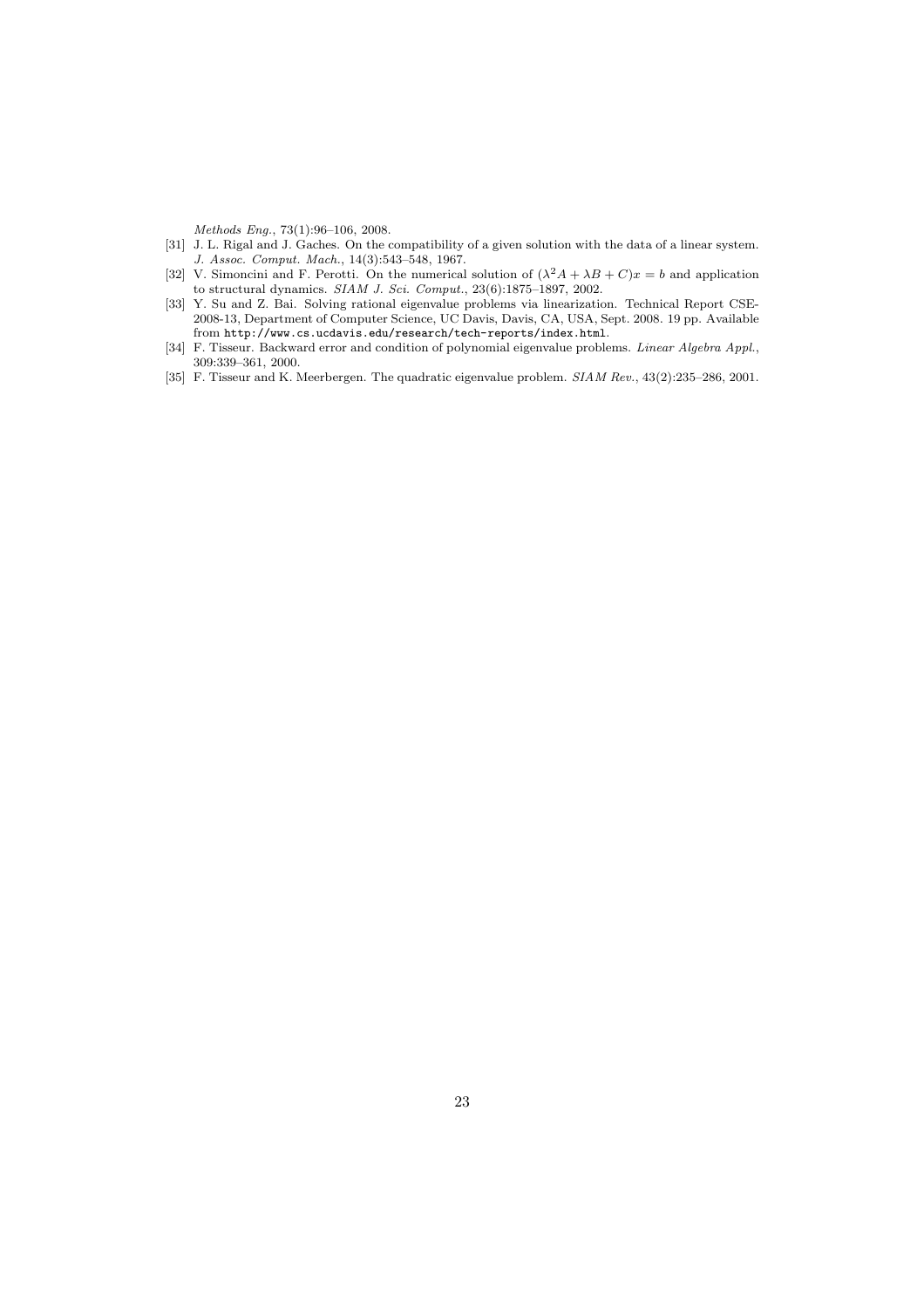*Methods Eng.*, 73(1):96–106, 2008.

[31] J. L. Rigal and J. Gaches. On the compatibility of a given solution with the data of a linear system. *J. Assoc. Comput. Mach.*, 14(3):543–548, 1967.

[32] V. Simoncini and F. Perotti. On the numerical solution of $(\lambda^2 A + \lambda B + C)x = b$ and application to structural dynamics. *SIAM J. Sci. Comput.*, 23(6):1875–1897, 2002.

[33] Y. Su and Z. Bai. Solving rational eigenvalue problems via linearization. Technical Report CSE-2008-13, Department of Computer Science, UC Davis, Davis, CA, USA, Sept. 2008. 19 pp. Available from `http://www.cs.ucdavis.edu/research/tech-reports/index.html`.

[34] F. Tisseur. Backward error and condition of polynomial eigenvalue problems. *Linear Algebra Appl.*, 309:339–361, 2000.

[35] F. Tisseur and K. Meerbergen. The quadratic eigenvalue problem. *SIAM Rev.*, 43(2):235–286, 2001.